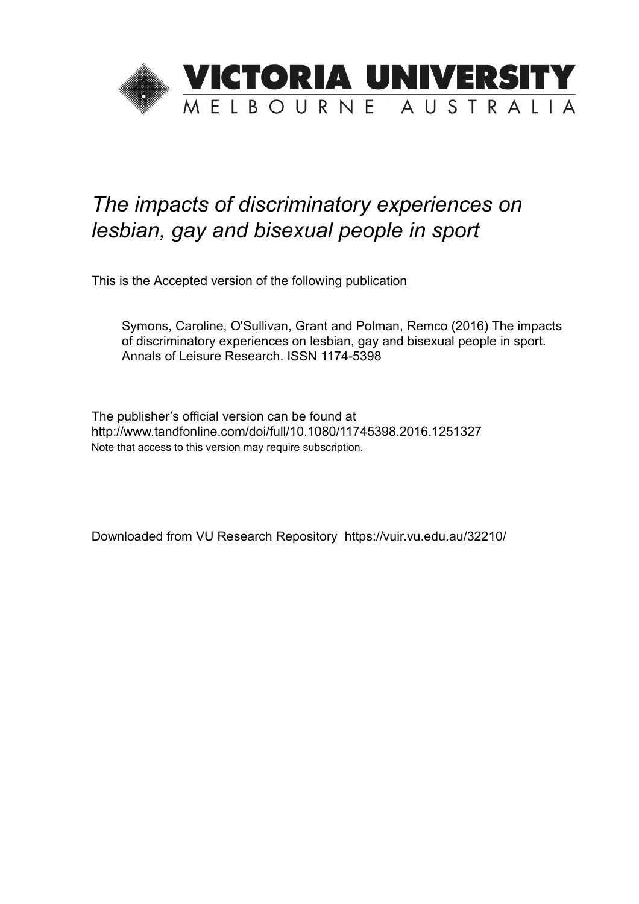VICTORIA UNIVERSITY
MELBOURNE AUSTRALIA

# *The impacts of discriminatory experiences on lesbian, gay and bisexual people in sport*

This is the Accepted version of the following publication

Symons, Caroline, O'Sullivan, Grant and Polman, Remco (2016) The impacts of discriminatory experiences on lesbian, gay and bisexual people in sport. Annals of Leisure Research. ISSN 1174-5398

The publisher's official version can be found at
http://www.tandfonline.com/doi/full/10.1080/11745398.2016.1251327
Note that access to this version may require subscription.

Downloaded from VU Research Repository https://vuir.vu.edu.au/32210/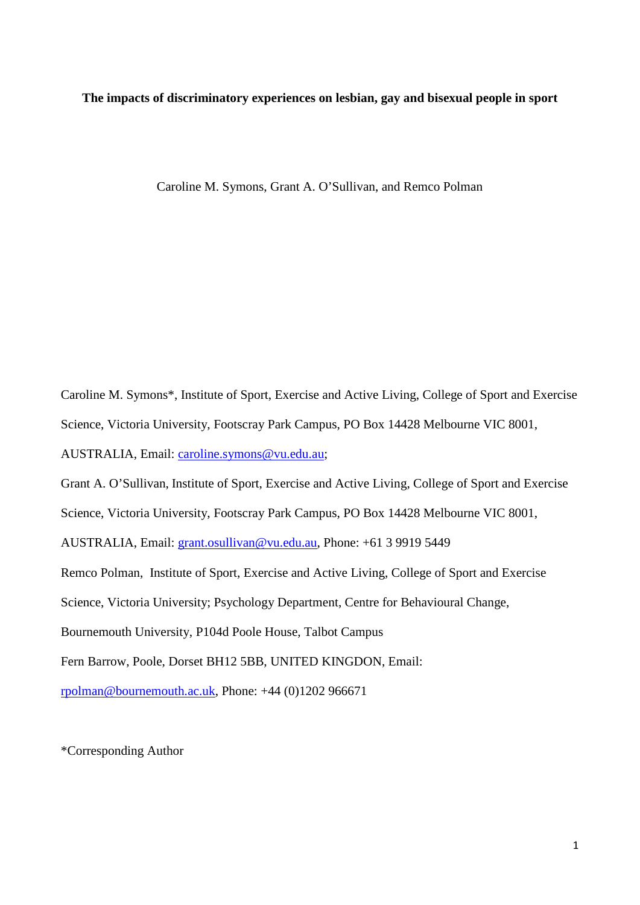**The impacts of discriminatory experiences on lesbian, gay and bisexual people in sport**

Caroline M. Symons, Grant A. O'Sullivan, and Remco Polman

Caroline M. Symons*, Institute of Sport, Exercise and Active Living, College of Sport and Exercise Science, Victoria University, Footscray Park Campus, PO Box 14428 Melbourne VIC 8001, AUSTRALIA, Email: caroline.symons@vu.edu.au;

Grant A. O'Sullivan, Institute of Sport, Exercise and Active Living, College of Sport and Exercise Science, Victoria University, Footscray Park Campus, PO Box 14428 Melbourne VIC 8001, AUSTRALIA, Email: grant.osullivan@vu.edu.au, Phone: +61 3 9919 5449

Remco Polman, Institute of Sport, Exercise and Active Living, College of Sport and Exercise Science, Victoria University; Psychology Department, Centre for Behavioural Change, Bournemouth University, P104d Poole House, Talbot Campus

Fern Barrow, Poole, Dorset BH12 5BB, UNITED KINGDON, Email: rpolman@bournemouth.ac.uk, Phone: +44 (0)1202 966671

*Corresponding Author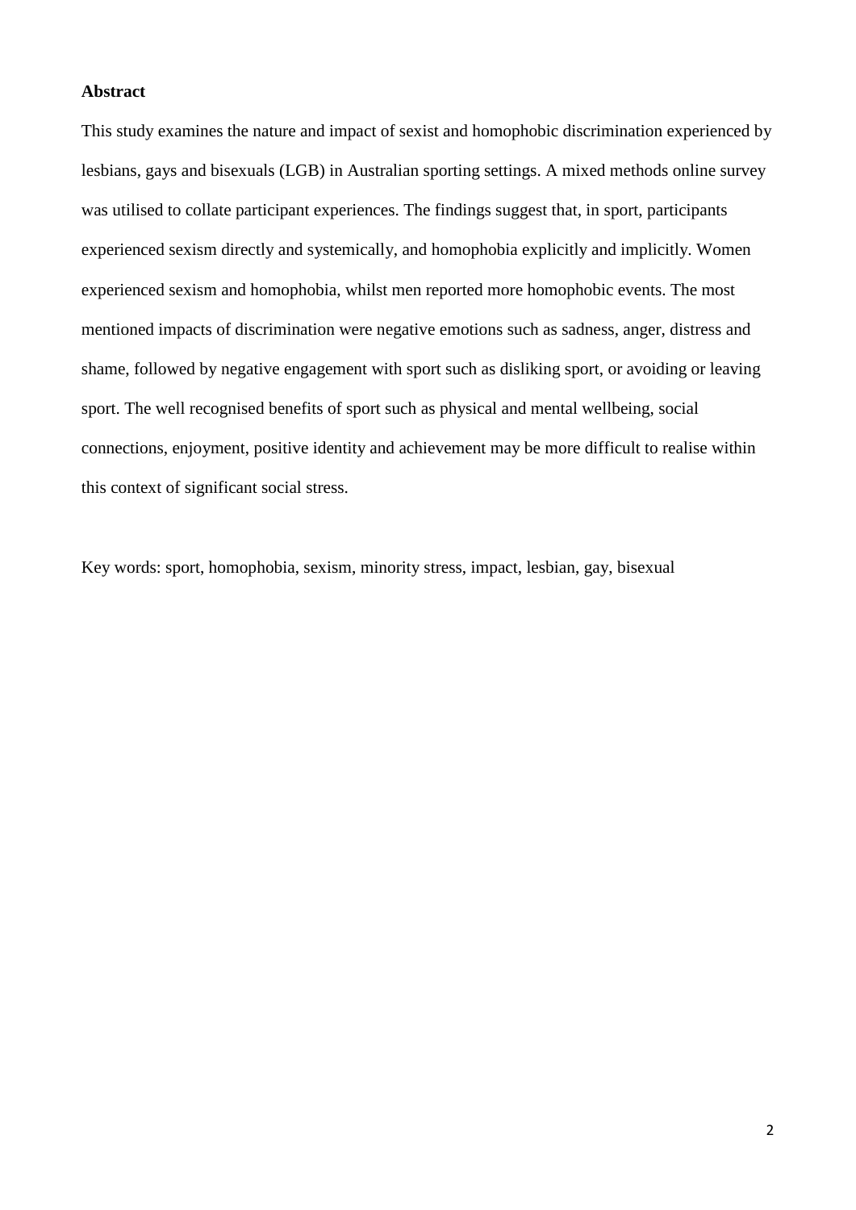**Abstract**

This study examines the nature and impact of sexist and homophobic discrimination experienced by lesbians, gays and bisexuals (LGB) in Australian sporting settings. A mixed methods online survey was utilised to collate participant experiences. The findings suggest that, in sport, participants experienced sexism directly and systemically, and homophobia explicitly and implicitly. Women experienced sexism and homophobia, whilst men reported more homophobic events. The most mentioned impacts of discrimination were negative emotions such as sadness, anger, distress and shame, followed by negative engagement with sport such as disliking sport, or avoiding or leaving sport. The well recognised benefits of sport such as physical and mental wellbeing, social connections, enjoyment, positive identity and achievement may be more difficult to realise within this context of significant social stress.

Key words: sport, homophobia, sexism, minority stress, impact, lesbian, gay, bisexual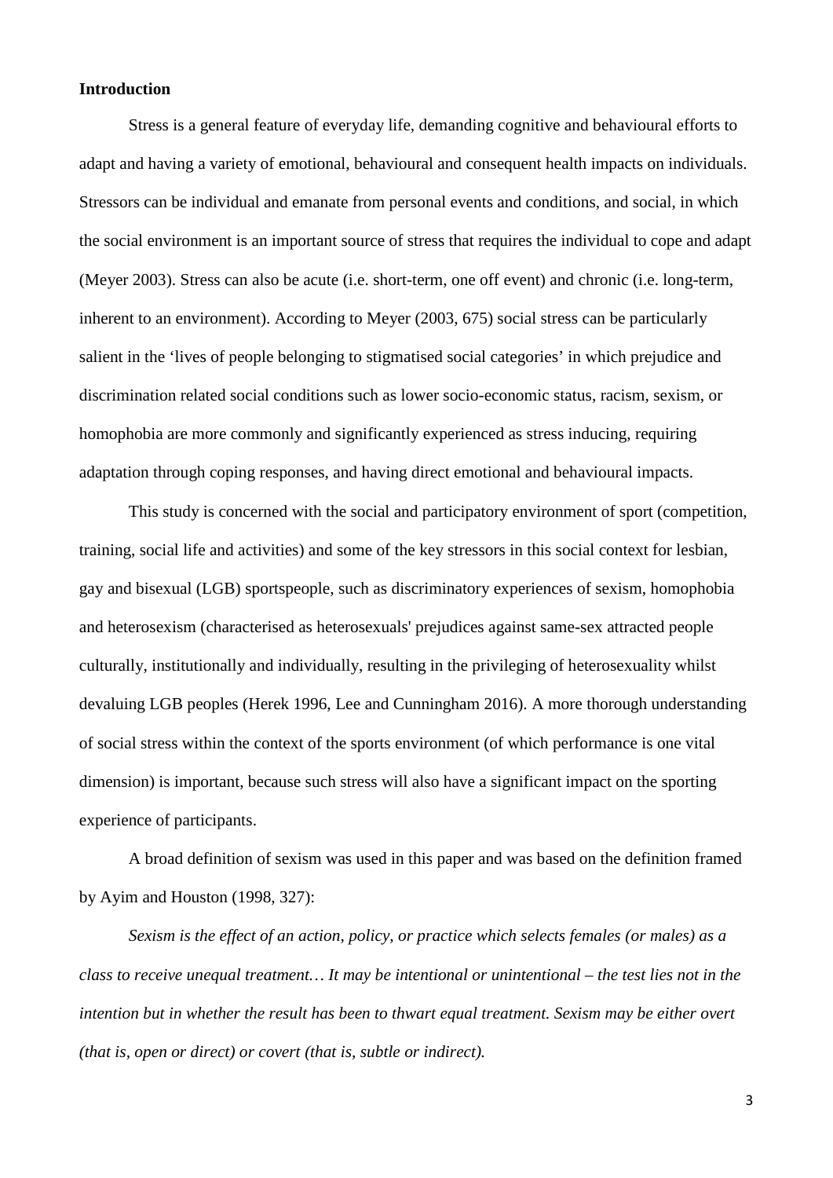**Introduction**

Stress is a general feature of everyday life, demanding cognitive and behavioural efforts to adapt and having a variety of emotional, behavioural and consequent health impacts on individuals. Stressors can be individual and emanate from personal events and conditions, and social, in which the social environment is an important source of stress that requires the individual to cope and adapt (Meyer 2003). Stress can also be acute (i.e. short-term, one off event) and chronic (i.e. long-term, inherent to an environment). According to Meyer (2003, 675) social stress can be particularly salient in the 'lives of people belonging to stigmatised social categories' in which prejudice and discrimination related social conditions such as lower socio-economic status, racism, sexism, or homophobia are more commonly and significantly experienced as stress inducing, requiring adaptation through coping responses, and having direct emotional and behavioural impacts.

This study is concerned with the social and participatory environment of sport (competition, training, social life and activities) and some of the key stressors in this social context for lesbian, gay and bisexual (LGB) sportspeople, such as discriminatory experiences of sexism, homophobia and heterosexism (characterised as heterosexuals' prejudices against same-sex attracted people culturally, institutionally and individually, resulting in the privileging of heterosexuality whilst devaluing LGB peoples (Herek 1996, Lee and Cunningham 2016). A more thorough understanding of social stress within the context of the sports environment (of which performance is one vital dimension) is important, because such stress will also have a significant impact on the sporting experience of participants.

A broad definition of sexism was used in this paper and was based on the definition framed by Ayim and Houston (1998, 327):

*Sexism is the effect of an action, policy, or practice which selects females (or males) as a class to receive unequal treatment… It may be intentional or unintentional – the test lies not in the intention but in whether the result has been to thwart equal treatment. Sexism may be either overt (that is, open or direct) or covert (that is, subtle or indirect).*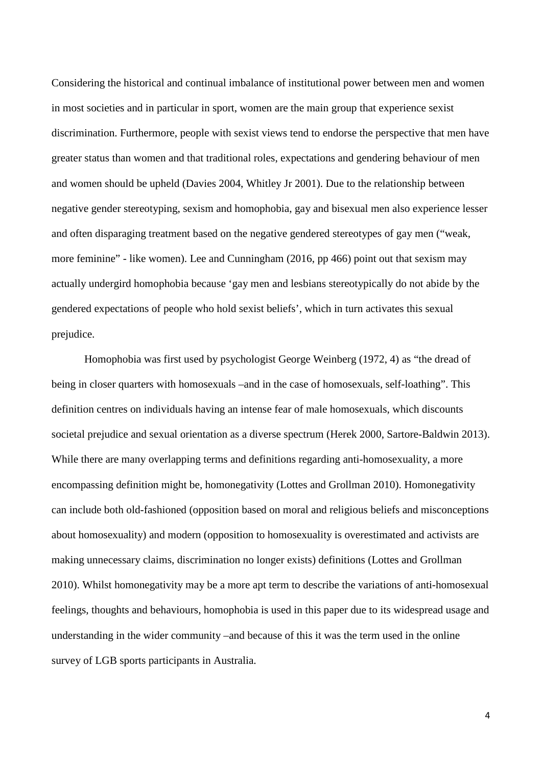Considering the historical and continual imbalance of institutional power between men and women in most societies and in particular in sport, women are the main group that experience sexist discrimination. Furthermore, people with sexist views tend to endorse the perspective that men have greater status than women and that traditional roles, expectations and gendering behaviour of men and women should be upheld (Davies 2004, Whitley Jr 2001). Due to the relationship between negative gender stereotyping, sexism and homophobia, gay and bisexual men also experience lesser and often disparaging treatment based on the negative gendered stereotypes of gay men ("weak, more feminine" - like women). Lee and Cunningham (2016, pp 466) point out that sexism may actually undergird homophobia because 'gay men and lesbians stereotypically do not abide by the gendered expectations of people who hold sexist beliefs', which in turn activates this sexual prejudice.

Homophobia was first used by psychologist George Weinberg (1972, 4) as "the dread of being in closer quarters with homosexuals –and in the case of homosexuals, self-loathing". This definition centres on individuals having an intense fear of male homosexuals, which discounts societal prejudice and sexual orientation as a diverse spectrum (Herek 2000, Sartore-Baldwin 2013). While there are many overlapping terms and definitions regarding anti-homosexuality, a more encompassing definition might be, homonegativity (Lottes and Grollman 2010). Homonegativity can include both old-fashioned (opposition based on moral and religious beliefs and misconceptions about homosexuality) and modern (opposition to homosexuality is overestimated and activists are making unnecessary claims, discrimination no longer exists) definitions (Lottes and Grollman 2010). Whilst homonegativity may be a more apt term to describe the variations of anti-homosexual feelings, thoughts and behaviours, homophobia is used in this paper due to its widespread usage and understanding in the wider community –and because of this it was the term used in the online survey of LGB sports participants in Australia.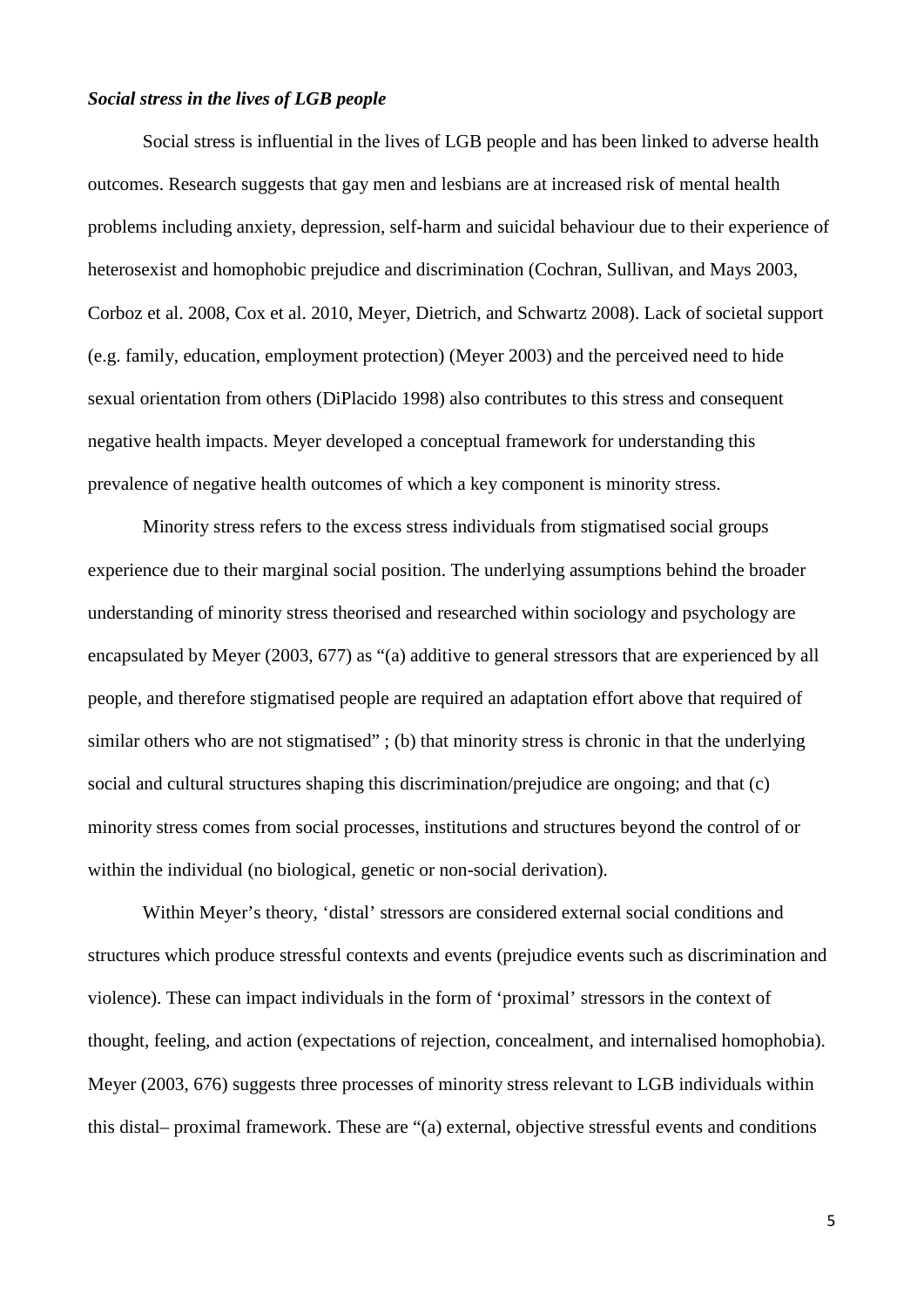### *Social stress in the lives of LGB people*

Social stress is influential in the lives of LGB people and has been linked to adverse health outcomes. Research suggests that gay men and lesbians are at increased risk of mental health problems including anxiety, depression, self-harm and suicidal behaviour due to their experience of heterosexist and homophobic prejudice and discrimination (Cochran, Sullivan, and Mays 2003, Corboz et al. 2008, Cox et al. 2010, Meyer, Dietrich, and Schwartz 2008). Lack of societal support (e.g. family, education, employment protection) (Meyer 2003) and the perceived need to hide sexual orientation from others (DiPlacido 1998) also contributes to this stress and consequent negative health impacts. Meyer developed a conceptual framework for understanding this prevalence of negative health outcomes of which a key component is minority stress.

Minority stress refers to the excess stress individuals from stigmatised social groups experience due to their marginal social position. The underlying assumptions behind the broader understanding of minority stress theorised and researched within sociology and psychology are encapsulated by Meyer (2003, 677) as "(a) additive to general stressors that are experienced by all people, and therefore stigmatised people are required an adaptation effort above that required of similar others who are not stigmatised" ; (b) that minority stress is chronic in that the underlying social and cultural structures shaping this discrimination/prejudice are ongoing; and that (c) minority stress comes from social processes, institutions and structures beyond the control of or within the individual (no biological, genetic or non-social derivation).

Within Meyer's theory, 'distal' stressors are considered external social conditions and structures which produce stressful contexts and events (prejudice events such as discrimination and violence). These can impact individuals in the form of 'proximal' stressors in the context of thought, feeling, and action (expectations of rejection, concealment, and internalised homophobia). Meyer (2003, 676) suggests three processes of minority stress relevant to LGB individuals within this distal– proximal framework. These are "(a) external, objective stressful events and conditions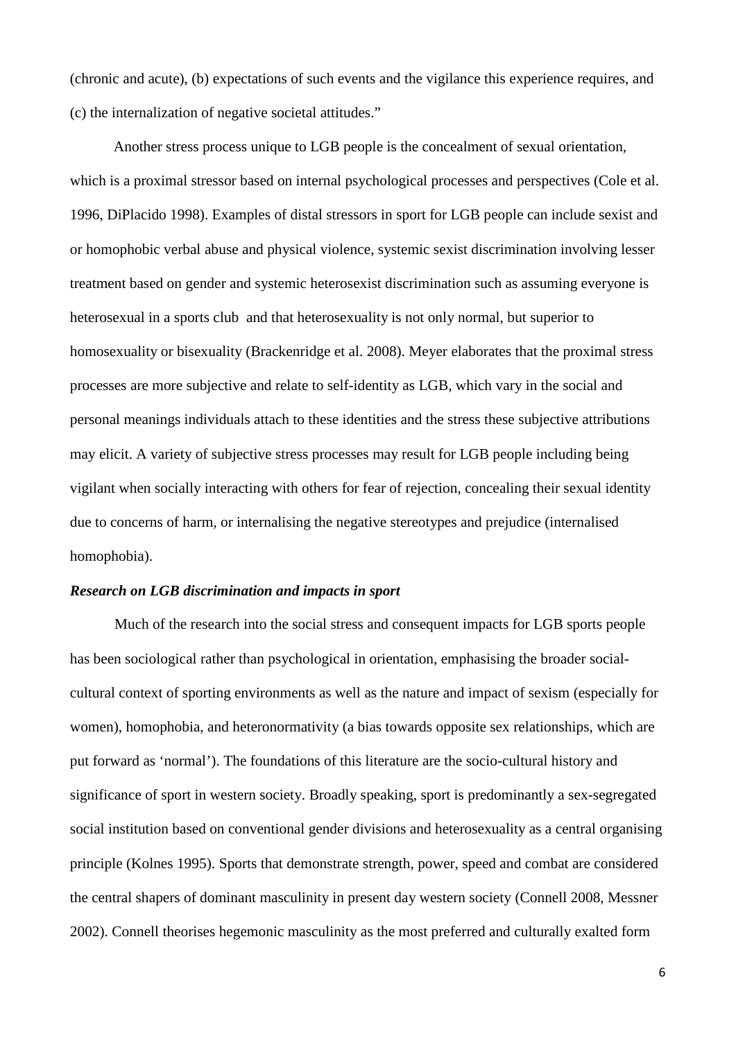(chronic and acute), (b) expectations of such events and the vigilance this experience requires, and (c) the internalization of negative societal attitudes."

Another stress process unique to LGB people is the concealment of sexual orientation, which is a proximal stressor based on internal psychological processes and perspectives (Cole et al. 1996, DiPlacido 1998). Examples of distal stressors in sport for LGB people can include sexist and or homophobic verbal abuse and physical violence, systemic sexist discrimination involving lesser treatment based on gender and systemic heterosexist discrimination such as assuming everyone is heterosexual in a sports club and that heterosexuality is not only normal, but superior to homosexuality or bisexuality (Brackenridge et al. 2008). Meyer elaborates that the proximal stress processes are more subjective and relate to self-identity as LGB, which vary in the social and personal meanings individuals attach to these identities and the stress these subjective attributions may elicit. A variety of subjective stress processes may result for LGB people including being vigilant when socially interacting with others for fear of rejection, concealing their sexual identity due to concerns of harm, or internalising the negative stereotypes and prejudice (internalised homophobia).

***Research on LGB discrimination and impacts in sport***

Much of the research into the social stress and consequent impacts for LGB sports people has been sociological rather than psychological in orientation, emphasising the broader social-cultural context of sporting environments as well as the nature and impact of sexism (especially for women), homophobia, and heteronormativity (a bias towards opposite sex relationships, which are put forward as 'normal'). The foundations of this literature are the socio-cultural history and significance of sport in western society. Broadly speaking, sport is predominantly a sex-segregated social institution based on conventional gender divisions and heterosexuality as a central organising principle (Kolnes 1995). Sports that demonstrate strength, power, speed and combat are considered the central shapers of dominant masculinity in present day western society (Connell 2008, Messner 2002). Connell theorises hegemonic masculinity as the most preferred and culturally exalted form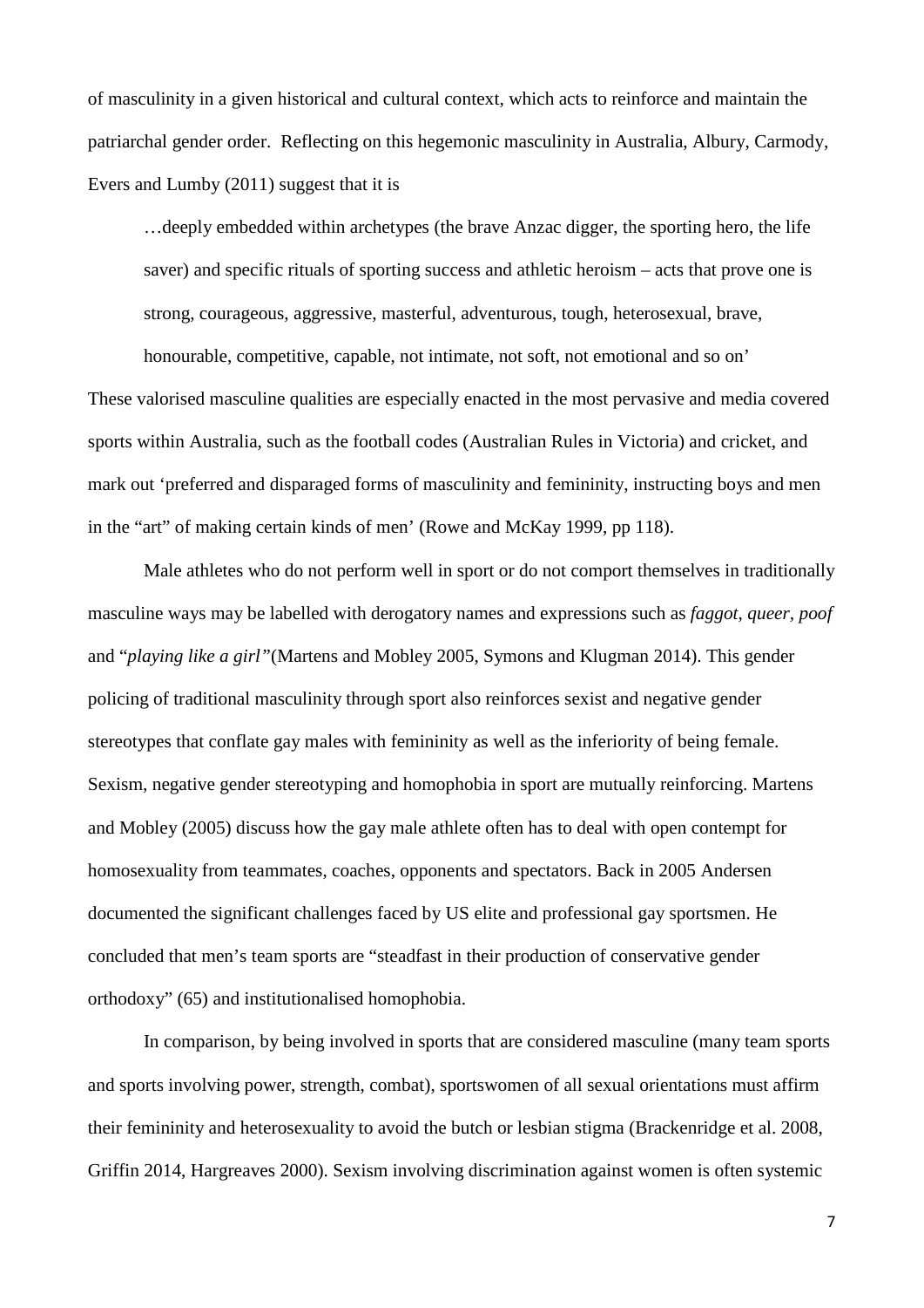of masculinity in a given historical and cultural context, which acts to reinforce and maintain the patriarchal gender order. Reflecting on this hegemonic masculinity in Australia, Albury, Carmody, Evers and Lumby (2011) suggest that it is

> …deeply embedded within archetypes (the brave Anzac digger, the sporting hero, the life saver) and specific rituals of sporting success and athletic heroism – acts that prove one is strong, courageous, aggressive, masterful, adventurous, tough, heterosexual, brave, honourable, competitive, capable, not intimate, not soft, not emotional and so on'

These valorised masculine qualities are especially enacted in the most pervasive and media covered sports within Australia, such as the football codes (Australian Rules in Victoria) and cricket, and mark out 'preferred and disparaged forms of masculinity and femininity, instructing boys and men in the "art" of making certain kinds of men' (Rowe and McKay 1999, pp 118).

Male athletes who do not perform well in sport or do not comport themselves in traditionally masculine ways may be labelled with derogatory names and expressions such as *faggot*, *queer, poof* and "*playing like a girl"*(Martens and Mobley 2005, Symons and Klugman 2014). This gender policing of traditional masculinity through sport also reinforces sexist and negative gender stereotypes that conflate gay males with femininity as well as the inferiority of being female. Sexism, negative gender stereotyping and homophobia in sport are mutually reinforcing. Martens and Mobley (2005) discuss how the gay male athlete often has to deal with open contempt for homosexuality from teammates, coaches, opponents and spectators. Back in 2005 Andersen documented the significant challenges faced by US elite and professional gay sportsmen. He concluded that men's team sports are "steadfast in their production of conservative gender orthodoxy" (65) and institutionalised homophobia.

In comparison, by being involved in sports that are considered masculine (many team sports and sports involving power, strength, combat), sportswomen of all sexual orientations must affirm their femininity and heterosexuality to avoid the butch or lesbian stigma (Brackenridge et al. 2008, Griffin 2014, Hargreaves 2000). Sexism involving discrimination against women is often systemic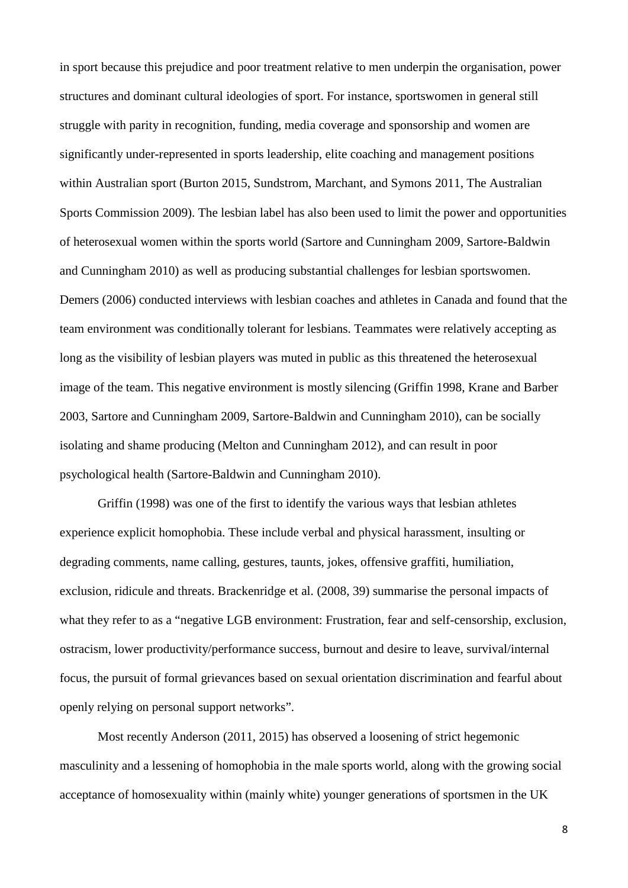in sport because this prejudice and poor treatment relative to men underpin the organisation, power structures and dominant cultural ideologies of sport. For instance, sportswomen in general still struggle with parity in recognition, funding, media coverage and sponsorship and women are significantly under-represented in sports leadership, elite coaching and management positions within Australian sport (Burton 2015, Sundstrom, Marchant, and Symons 2011, The Australian Sports Commission 2009). The lesbian label has also been used to limit the power and opportunities of heterosexual women within the sports world (Sartore and Cunningham 2009, Sartore-Baldwin and Cunningham 2010) as well as producing substantial challenges for lesbian sportswomen. Demers (2006) conducted interviews with lesbian coaches and athletes in Canada and found that the team environment was conditionally tolerant for lesbians. Teammates were relatively accepting as long as the visibility of lesbian players was muted in public as this threatened the heterosexual image of the team. This negative environment is mostly silencing (Griffin 1998, Krane and Barber 2003, Sartore and Cunningham 2009, Sartore-Baldwin and Cunningham 2010), can be socially isolating and shame producing (Melton and Cunningham 2012), and can result in poor psychological health (Sartore-Baldwin and Cunningham 2010).

Griffin (1998) was one of the first to identify the various ways that lesbian athletes experience explicit homophobia. These include verbal and physical harassment, insulting or degrading comments, name calling, gestures, taunts, jokes, offensive graffiti, humiliation, exclusion, ridicule and threats. Brackenridge et al. (2008, 39) summarise the personal impacts of what they refer to as a "negative LGB environment: Frustration, fear and self-censorship, exclusion, ostracism, lower productivity/performance success, burnout and desire to leave, survival/internal focus, the pursuit of formal grievances based on sexual orientation discrimination and fearful about openly relying on personal support networks".

Most recently Anderson (2011, 2015) has observed a loosening of strict hegemonic masculinity and a lessening of homophobia in the male sports world, along with the growing social acceptance of homosexuality within (mainly white) younger generations of sportsmen in the UK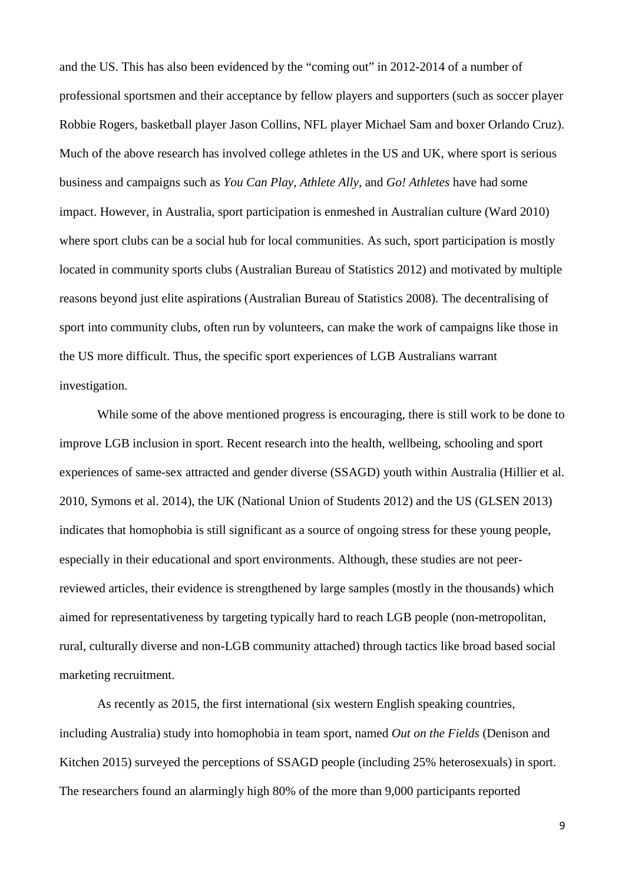and the US. This has also been evidenced by the "coming out" in 2012-2014 of a number of professional sportsmen and their acceptance by fellow players and supporters (such as soccer player Robbie Rogers, basketball player Jason Collins, NFL player Michael Sam and boxer Orlando Cruz). Much of the above research has involved college athletes in the US and UK, where sport is serious business and campaigns such as *You Can Play*, *Athlete Ally*, and *Go! Athletes* have had some impact. However, in Australia, sport participation is enmeshed in Australian culture (Ward 2010) where sport clubs can be a social hub for local communities. As such, sport participation is mostly located in community sports clubs (Australian Bureau of Statistics 2012) and motivated by multiple reasons beyond just elite aspirations (Australian Bureau of Statistics 2008). The decentralising of sport into community clubs, often run by volunteers, can make the work of campaigns like those in the US more difficult. Thus, the specific sport experiences of LGB Australians warrant investigation.

While some of the above mentioned progress is encouraging, there is still work to be done to improve LGB inclusion in sport. Recent research into the health, wellbeing, schooling and sport experiences of same-sex attracted and gender diverse (SSAGD) youth within Australia (Hillier et al. 2010, Symons et al. 2014), the UK (National Union of Students 2012) and the US (GLSEN 2013) indicates that homophobia is still significant as a source of ongoing stress for these young people, especially in their educational and sport environments. Although, these studies are not peer-reviewed articles, their evidence is strengthened by large samples (mostly in the thousands) which aimed for representativeness by targeting typically hard to reach LGB people (non-metropolitan, rural, culturally diverse and non-LGB community attached) through tactics like broad based social marketing recruitment.

As recently as 2015, the first international (six western English speaking countries, including Australia) study into homophobia in team sport, named *Out on the Fields* (Denison and Kitchen 2015) surveyed the perceptions of SSAGD people (including 25% heterosexuals) in sport. The researchers found an alarmingly high 80% of the more than 9,000 participants reported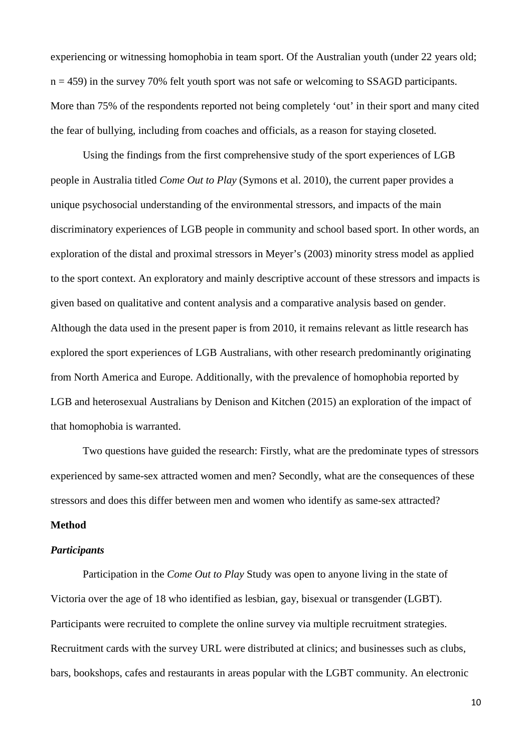experiencing or witnessing homophobia in team sport. Of the Australian youth (under 22 years old; n = 459) in the survey 70% felt youth sport was not safe or welcoming to SSAGD participants. More than 75% of the respondents reported not being completely 'out' in their sport and many cited the fear of bullying, including from coaches and officials, as a reason for staying closeted.

Using the findings from the first comprehensive study of the sport experiences of LGB people in Australia titled *Come Out to Play* (Symons et al. 2010), the current paper provides a unique psychosocial understanding of the environmental stressors, and impacts of the main discriminatory experiences of LGB people in community and school based sport. In other words, an exploration of the distal and proximal stressors in Meyer's (2003) minority stress model as applied to the sport context. An exploratory and mainly descriptive account of these stressors and impacts is given based on qualitative and content analysis and a comparative analysis based on gender. Although the data used in the present paper is from 2010, it remains relevant as little research has explored the sport experiences of LGB Australians, with other research predominantly originating from North America and Europe. Additionally, with the prevalence of homophobia reported by LGB and heterosexual Australians by Denison and Kitchen (2015) an exploration of the impact of that homophobia is warranted.

Two questions have guided the research: Firstly, what are the predominate types of stressors experienced by same-sex attracted women and men? Secondly, what are the consequences of these stressors and does this differ between men and women who identify as same-sex attracted?

## Method

### *Participants*

Participation in the *Come Out to Play* Study was open to anyone living in the state of Victoria over the age of 18 who identified as lesbian, gay, bisexual or transgender (LGBT). Participants were recruited to complete the online survey via multiple recruitment strategies. Recruitment cards with the survey URL were distributed at clinics; and businesses such as clubs, bars, bookshops, cafes and restaurants in areas popular with the LGBT community. An electronic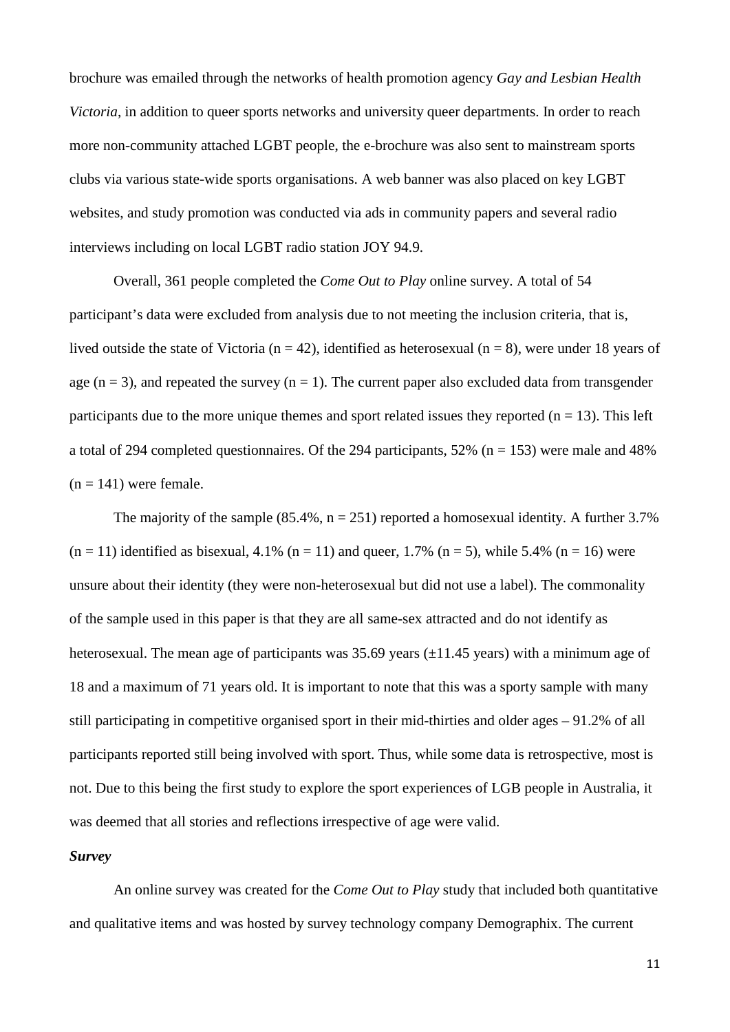brochure was emailed through the networks of health promotion agency *Gay and Lesbian Health Victoria*, in addition to queer sports networks and university queer departments. In order to reach more non-community attached LGBT people, the e-brochure was also sent to mainstream sports clubs via various state-wide sports organisations. A web banner was also placed on key LGBT websites, and study promotion was conducted via ads in community papers and several radio interviews including on local LGBT radio station JOY 94.9.

Overall, 361 people completed the *Come Out to Play* online survey. A total of 54 participant's data were excluded from analysis due to not meeting the inclusion criteria, that is, lived outside the state of Victoria (n = 42), identified as heterosexual (n = 8), were under 18 years of age (n = 3), and repeated the survey (n = 1). The current paper also excluded data from transgender participants due to the more unique themes and sport related issues they reported (n = 13). This left a total of 294 completed questionnaires. Of the 294 participants, 52% (n = 153) were male and 48% (n = 141) were female.

The majority of the sample (85.4%, n = 251) reported a homosexual identity. A further 3.7% (n = 11) identified as bisexual, 4.1% (n = 11) and queer, 1.7% (n = 5), while 5.4% (n = 16) were unsure about their identity (they were non-heterosexual but did not use a label). The commonality of the sample used in this paper is that they are all same-sex attracted and do not identify as heterosexual. The mean age of participants was 35.69 years (±11.45 years) with a minimum age of 18 and a maximum of 71 years old. It is important to note that this was a sporty sample with many still participating in competitive organised sport in their mid-thirties and older ages – 91.2% of all participants reported still being involved with sport. Thus, while some data is retrospective, most is not. Due to this being the first study to explore the sport experiences of LGB people in Australia, it was deemed that all stories and reflections irrespective of age were valid.

***Survey***

An online survey was created for the *Come Out to Play* study that included both quantitative and qualitative items and was hosted by survey technology company Demographix. The current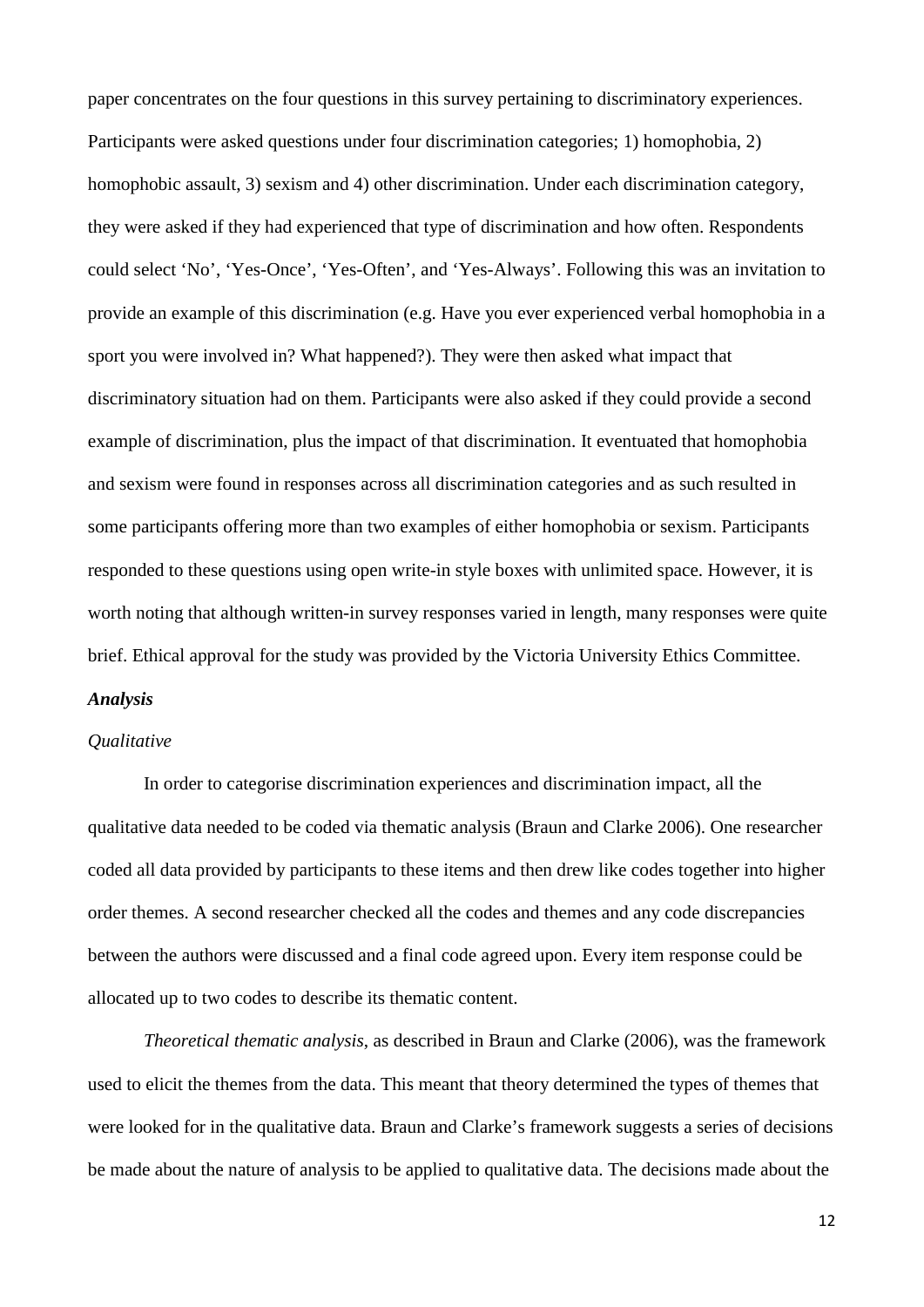paper concentrates on the four questions in this survey pertaining to discriminatory experiences. Participants were asked questions under four discrimination categories; 1) homophobia, 2) homophobic assault, 3) sexism and 4) other discrimination. Under each discrimination category, they were asked if they had experienced that type of discrimination and how often. Respondents could select 'No', 'Yes-Once', 'Yes-Often', and 'Yes-Always'. Following this was an invitation to provide an example of this discrimination (e.g. Have you ever experienced verbal homophobia in a sport you were involved in? What happened?). They were then asked what impact that discriminatory situation had on them. Participants were also asked if they could provide a second example of discrimination, plus the impact of that discrimination. It eventuated that homophobia and sexism were found in responses across all discrimination categories and as such resulted in some participants offering more than two examples of either homophobia or sexism. Participants responded to these questions using open write-in style boxes with unlimited space. However, it is worth noting that although written-in survey responses varied in length, many responses were quite brief. Ethical approval for the study was provided by the Victoria University Ethics Committee.

***Analysis***

*Qualitative*

In order to categorise discrimination experiences and discrimination impact, all the qualitative data needed to be coded via thematic analysis (Braun and Clarke 2006). One researcher coded all data provided by participants to these items and then drew like codes together into higher order themes. A second researcher checked all the codes and themes and any code discrepancies between the authors were discussed and a final code agreed upon. Every item response could be allocated up to two codes to describe its thematic content.

*Theoretical thematic analysis*, as described in Braun and Clarke (2006), was the framework used to elicit the themes from the data. This meant that theory determined the types of themes that were looked for in the qualitative data. Braun and Clarke's framework suggests a series of decisions be made about the nature of analysis to be applied to qualitative data. The decisions made about the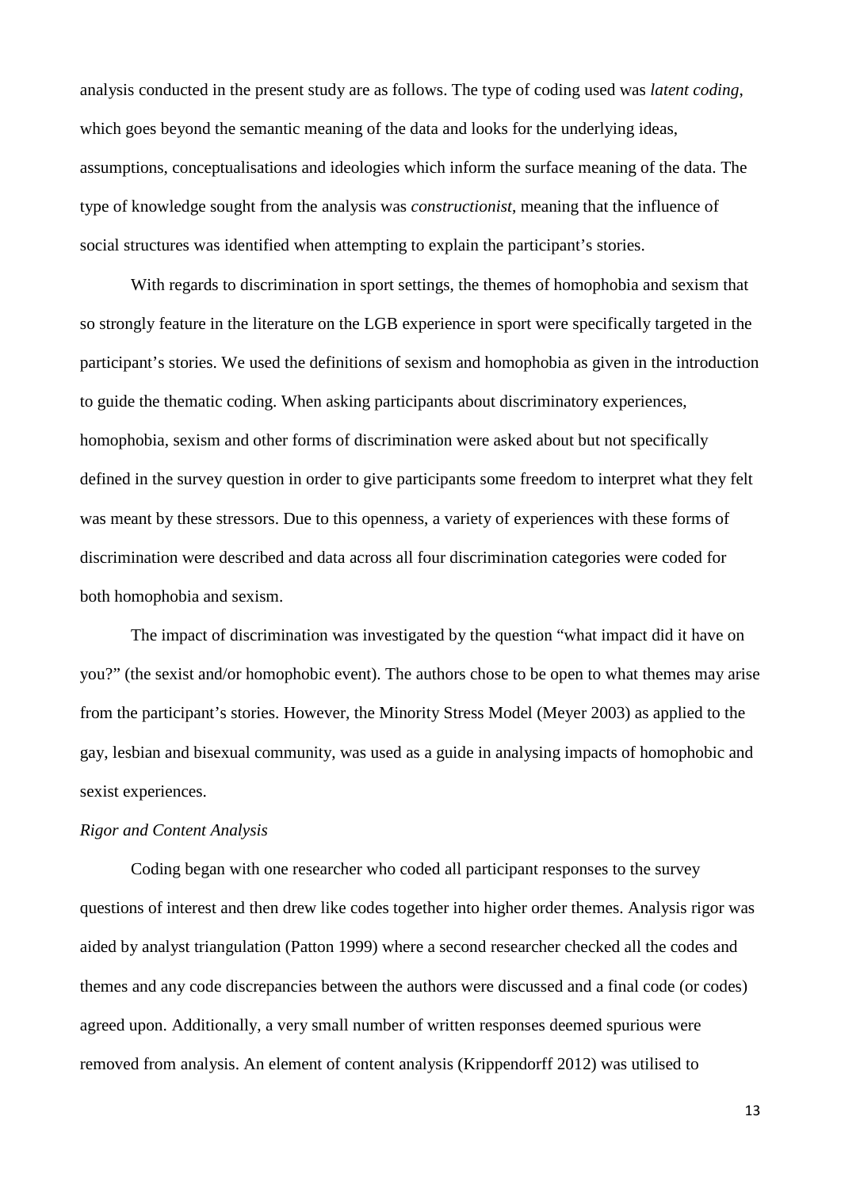analysis conducted in the present study are as follows. The type of coding used was *latent coding*, which goes beyond the semantic meaning of the data and looks for the underlying ideas, assumptions, conceptualisations and ideologies which inform the surface meaning of the data. The type of knowledge sought from the analysis was *constructionist*, meaning that the influence of social structures was identified when attempting to explain the participant's stories.

With regards to discrimination in sport settings, the themes of homophobia and sexism that so strongly feature in the literature on the LGB experience in sport were specifically targeted in the participant's stories. We used the definitions of sexism and homophobia as given in the introduction to guide the thematic coding. When asking participants about discriminatory experiences, homophobia, sexism and other forms of discrimination were asked about but not specifically defined in the survey question in order to give participants some freedom to interpret what they felt was meant by these stressors. Due to this openness, a variety of experiences with these forms of discrimination were described and data across all four discrimination categories were coded for both homophobia and sexism.

The impact of discrimination was investigated by the question "what impact did it have on you?" (the sexist and/or homophobic event). The authors chose to be open to what themes may arise from the participant's stories. However, the Minority Stress Model (Meyer 2003) as applied to the gay, lesbian and bisexual community, was used as a guide in analysing impacts of homophobic and sexist experiences.

*Rigor and Content Analysis*

Coding began with one researcher who coded all participant responses to the survey questions of interest and then drew like codes together into higher order themes. Analysis rigor was aided by analyst triangulation (Patton 1999) where a second researcher checked all the codes and themes and any code discrepancies between the authors were discussed and a final code (or codes) agreed upon. Additionally, a very small number of written responses deemed spurious were removed from analysis. An element of content analysis (Krippendorff 2012) was utilised to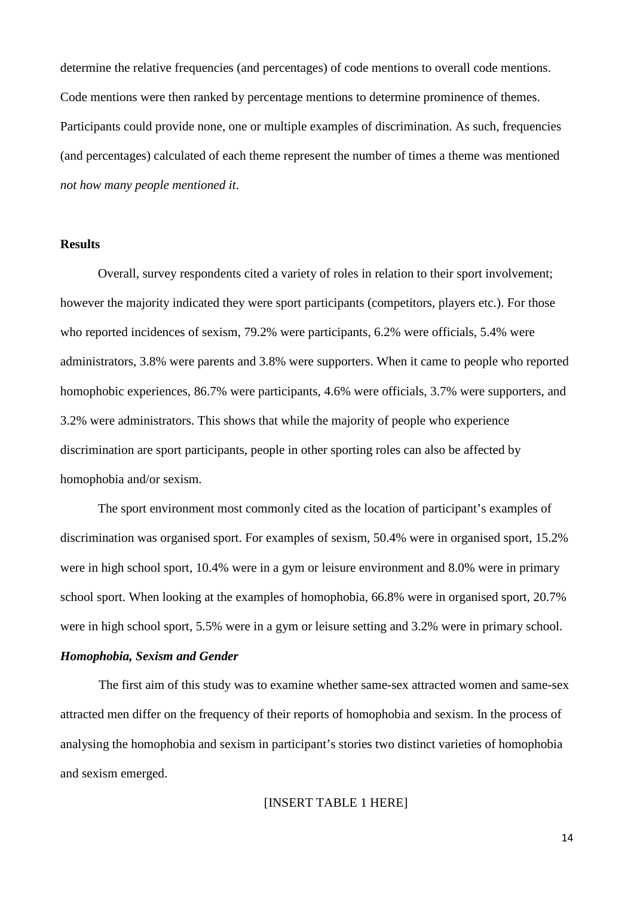determine the relative frequencies (and percentages) of code mentions to overall code mentions. Code mentions were then ranked by percentage mentions to determine prominence of themes. Participants could provide none, one or multiple examples of discrimination. As such, frequencies (and percentages) calculated of each theme represent the number of times a theme was mentioned *not how many people mentioned it*.

## Results

Overall, survey respondents cited a variety of roles in relation to their sport involvement; however the majority indicated they were sport participants (competitors, players etc.). For those who reported incidences of sexism, 79.2% were participants, 6.2% were officials, 5.4% were administrators, 3.8% were parents and 3.8% were supporters. When it came to people who reported homophobic experiences, 86.7% were participants, 4.6% were officials, 3.7% were supporters, and 3.2% were administrators. This shows that while the majority of people who experience discrimination are sport participants, people in other sporting roles can also be affected by homophobia and/or sexism.

The sport environment most commonly cited as the location of participant's examples of discrimination was organised sport. For examples of sexism, 50.4% were in organised sport, 15.2% were in high school sport, 10.4% were in a gym or leisure environment and 8.0% were in primary school sport. When looking at the examples of homophobia, 66.8% were in organised sport, 20.7% were in high school sport, 5.5% were in a gym or leisure setting and 3.2% were in primary school.

### *Homophobia, Sexism and Gender*

The first aim of this study was to examine whether same-sex attracted women and same-sex attracted men differ on the frequency of their reports of homophobia and sexism. In the process of analysing the homophobia and sexism in participant's stories two distinct varieties of homophobia and sexism emerged.

[INSERT TABLE 1 HERE]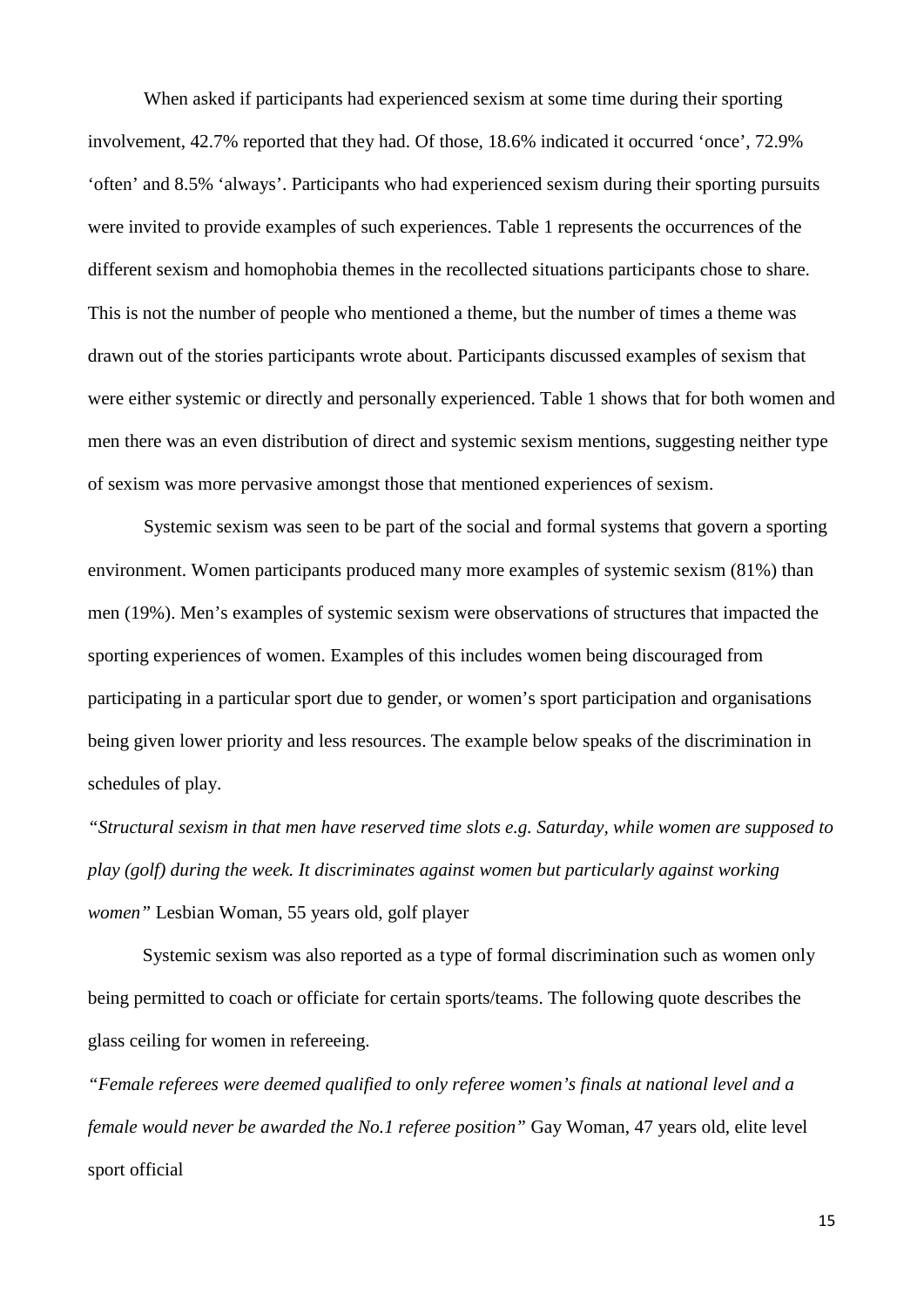When asked if participants had experienced sexism at some time during their sporting involvement, 42.7% reported that they had. Of those, 18.6% indicated it occurred 'once', 72.9% 'often' and 8.5% 'always'. Participants who had experienced sexism during their sporting pursuits were invited to provide examples of such experiences. Table 1 represents the occurrences of the different sexism and homophobia themes in the recollected situations participants chose to share. This is not the number of people who mentioned a theme, but the number of times a theme was drawn out of the stories participants wrote about. Participants discussed examples of sexism that were either systemic or directly and personally experienced. Table 1 shows that for both women and men there was an even distribution of direct and systemic sexism mentions, suggesting neither type of sexism was more pervasive amongst those that mentioned experiences of sexism.

Systemic sexism was seen to be part of the social and formal systems that govern a sporting environment. Women participants produced many more examples of systemic sexism (81%) than men (19%). Men's examples of systemic sexism were observations of structures that impacted the sporting experiences of women. Examples of this includes women being discouraged from participating in a particular sport due to gender, or women's sport participation and organisations being given lower priority and less resources. The example below speaks of the discrimination in schedules of play.

*"Structural sexism in that men have reserved time slots e.g. Saturday, while women are supposed to play (golf) during the week. It discriminates against women but particularly against working women"* Lesbian Woman, 55 years old, golf player

Systemic sexism was also reported as a type of formal discrimination such as women only being permitted to coach or officiate for certain sports/teams. The following quote describes the glass ceiling for women in refereeing.

*"Female referees were deemed qualified to only referee women's finals at national level and a female would never be awarded the No.1 referee position"* Gay Woman, 47 years old, elite level sport official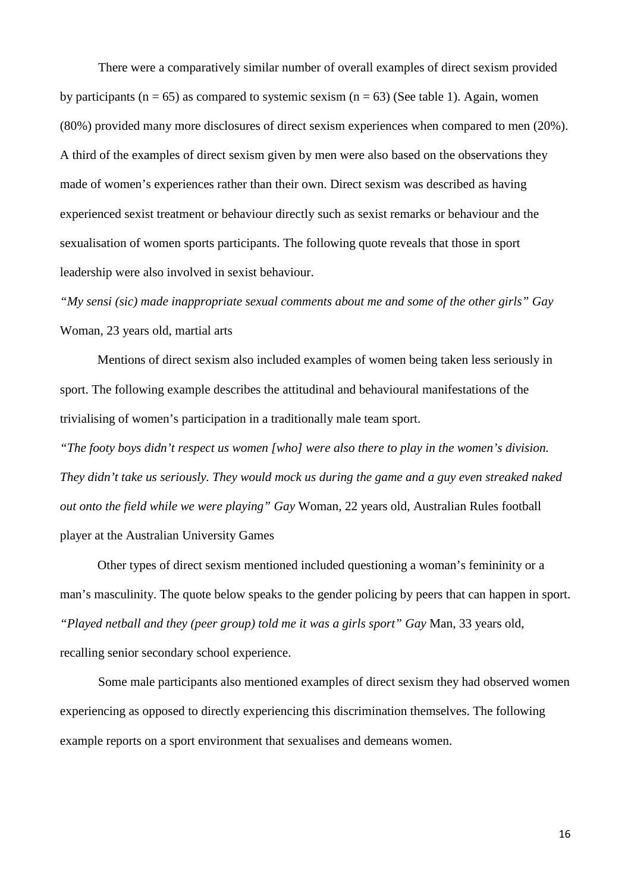There were a comparatively similar number of overall examples of direct sexism provided by participants (n = 65) as compared to systemic sexism (n = 63) (See table 1). Again, women (80%) provided many more disclosures of direct sexism experiences when compared to men (20%). A third of the examples of direct sexism given by men were also based on the observations they made of women's experiences rather than their own. Direct sexism was described as having experienced sexist treatment or behaviour directly such as sexist remarks or behaviour and the sexualisation of women sports participants. The following quote reveals that those in sport leadership were also involved in sexist behaviour.

*"My sensi (sic) made inappropriate sexual comments about me and some of the other girls" Gay* Woman, 23 years old, martial arts

Mentions of direct sexism also included examples of women being taken less seriously in sport. The following example describes the attitudinal and behavioural manifestations of the trivialising of women's participation in a traditionally male team sport.

*"The footy boys didn't respect us women [who] were also there to play in the women's division. They didn't take us seriously. They would mock us during the game and a guy even streaked naked out onto the field while we were playing" Gay* Woman, 22 years old, Australian Rules football player at the Australian University Games

Other types of direct sexism mentioned included questioning a woman's femininity or a man's masculinity. The quote below speaks to the gender policing by peers that can happen in sport.

*"Played netball and they (peer group) told me it was a girls sport" Gay* Man, 33 years old, recalling senior secondary school experience.

Some male participants also mentioned examples of direct sexism they had observed women experiencing as opposed to directly experiencing this discrimination themselves. The following example reports on a sport environment that sexualises and demeans women.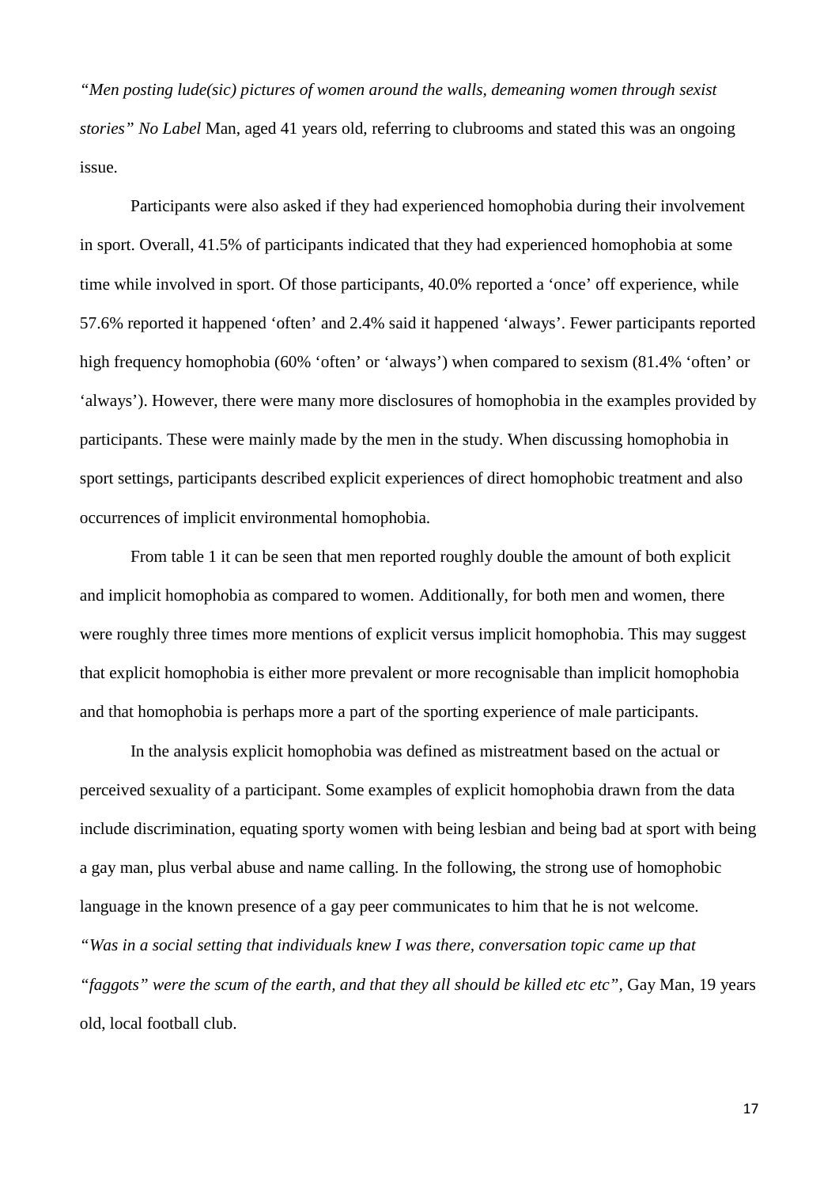*"Men posting lude(sic) pictures of women around the walls, demeaning women through sexist stories" No Label* Man, aged 41 years old, referring to clubrooms and stated this was an ongoing issue.

Participants were also asked if they had experienced homophobia during their involvement in sport. Overall, 41.5% of participants indicated that they had experienced homophobia at some time while involved in sport. Of those participants, 40.0% reported a 'once' off experience, while 57.6% reported it happened 'often' and 2.4% said it happened 'always'. Fewer participants reported high frequency homophobia (60% 'often' or 'always') when compared to sexism (81.4% 'often' or 'always'). However, there were many more disclosures of homophobia in the examples provided by participants. These were mainly made by the men in the study. When discussing homophobia in sport settings, participants described explicit experiences of direct homophobic treatment and also occurrences of implicit environmental homophobia.

From table 1 it can be seen that men reported roughly double the amount of both explicit and implicit homophobia as compared to women. Additionally, for both men and women, there were roughly three times more mentions of explicit versus implicit homophobia. This may suggest that explicit homophobia is either more prevalent or more recognisable than implicit homophobia and that homophobia is perhaps more a part of the sporting experience of male participants.

In the analysis explicit homophobia was defined as mistreatment based on the actual or perceived sexuality of a participant. Some examples of explicit homophobia drawn from the data include discrimination, equating sporty women with being lesbian and being bad at sport with being a gay man, plus verbal abuse and name calling. In the following, the strong use of homophobic language in the known presence of a gay peer communicates to him that he is not welcome.

*"Was in a social setting that individuals knew I was there, conversation topic came up that "faggots" were the scum of the earth, and that they all should be killed etc etc"*, Gay Man, 19 years old, local football club.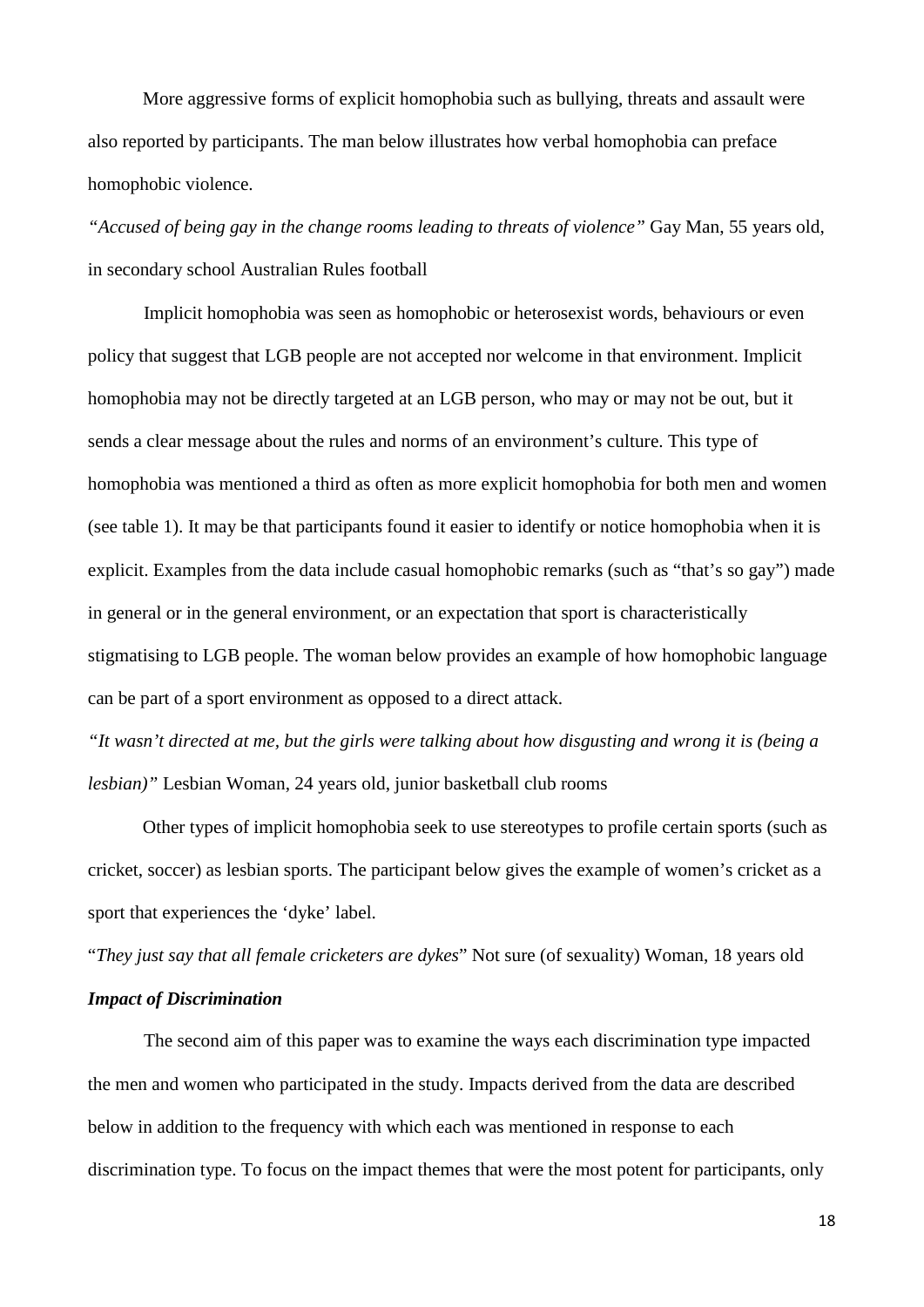More aggressive forms of explicit homophobia such as bullying, threats and assault were also reported by participants. The man below illustrates how verbal homophobia can preface homophobic violence.

*"Accused of being gay in the change rooms leading to threats of violence"* Gay Man, 55 years old, in secondary school Australian Rules football

Implicit homophobia was seen as homophobic or heterosexist words, behaviours or even policy that suggest that LGB people are not accepted nor welcome in that environment. Implicit homophobia may not be directly targeted at an LGB person, who may or may not be out, but it sends a clear message about the rules and norms of an environment's culture. This type of homophobia was mentioned a third as often as more explicit homophobia for both men and women (see table 1). It may be that participants found it easier to identify or notice homophobia when it is explicit. Examples from the data include casual homophobic remarks (such as "that's so gay") made in general or in the general environment, or an expectation that sport is characteristically stigmatising to LGB people. The woman below provides an example of how homophobic language can be part of a sport environment as opposed to a direct attack.

*"It wasn't directed at me, but the girls were talking about how disgusting and wrong it is (being a lesbian)"* Lesbian Woman, 24 years old, junior basketball club rooms

Other types of implicit homophobia seek to use stereotypes to profile certain sports (such as cricket, soccer) as lesbian sports. The participant below gives the example of women's cricket as a sport that experiences the 'dyke' label.

"*They just say that all female cricketers are dykes*" Not sure (of sexuality) Woman, 18 years old

***Impact of Discrimination***

The second aim of this paper was to examine the ways each discrimination type impacted the men and women who participated in the study. Impacts derived from the data are described below in addition to the frequency with which each was mentioned in response to each discrimination type. To focus on the impact themes that were the most potent for participants, only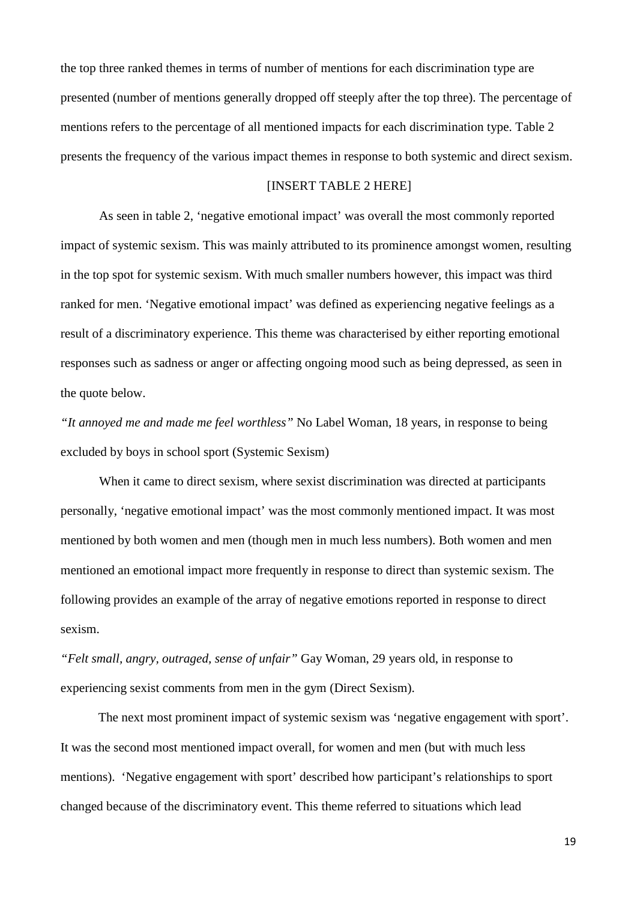the top three ranked themes in terms of number of mentions for each discrimination type are presented (number of mentions generally dropped off steeply after the top three). The percentage of mentions refers to the percentage of all mentioned impacts for each discrimination type. Table 2 presents the frequency of the various impact themes in response to both systemic and direct sexism.

[INSERT TABLE 2 HERE]

As seen in table 2, 'negative emotional impact' was overall the most commonly reported impact of systemic sexism. This was mainly attributed to its prominence amongst women, resulting in the top spot for systemic sexism. With much smaller numbers however, this impact was third ranked for men. 'Negative emotional impact' was defined as experiencing negative feelings as a result of a discriminatory experience. This theme was characterised by either reporting emotional responses such as sadness or anger or affecting ongoing mood such as being depressed, as seen in the quote below.

*"It annoyed me and made me feel worthless"* No Label Woman, 18 years, in response to being excluded by boys in school sport (Systemic Sexism)

When it came to direct sexism, where sexist discrimination was directed at participants personally, 'negative emotional impact' was the most commonly mentioned impact. It was most mentioned by both women and men (though men in much less numbers). Both women and men mentioned an emotional impact more frequently in response to direct than systemic sexism. The following provides an example of the array of negative emotions reported in response to direct sexism.

*"Felt small, angry, outraged, sense of unfair"* Gay Woman, 29 years old, in response to experiencing sexist comments from men in the gym (Direct Sexism).

The next most prominent impact of systemic sexism was 'negative engagement with sport'. It was the second most mentioned impact overall, for women and men (but with much less mentions). 'Negative engagement with sport' described how participant's relationships to sport changed because of the discriminatory event. This theme referred to situations which lead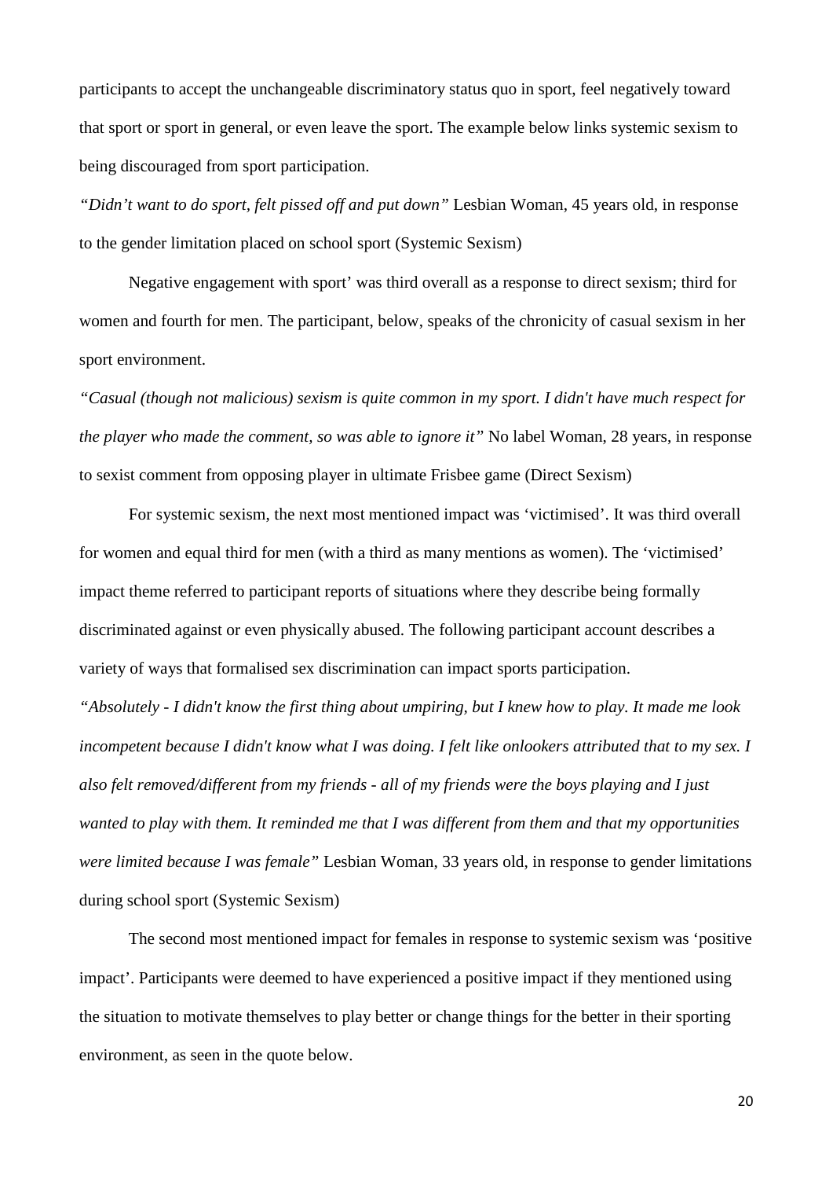participants to accept the unchangeable discriminatory status quo in sport, feel negatively toward that sport or sport in general, or even leave the sport. The example below links systemic sexism to being discouraged from sport participation.

*"Didn't want to do sport, felt pissed off and put down"* Lesbian Woman, 45 years old, in response to the gender limitation placed on school sport (Systemic Sexism)

Negative engagement with sport' was third overall as a response to direct sexism; third for women and fourth for men. The participant, below, speaks of the chronicity of casual sexism in her sport environment.

*"Casual (though not malicious) sexism is quite common in my sport. I didn't have much respect for the player who made the comment, so was able to ignore it"* No label Woman, 28 years, in response to sexist comment from opposing player in ultimate Frisbee game (Direct Sexism)

For systemic sexism, the next most mentioned impact was 'victimised'. It was third overall for women and equal third for men (with a third as many mentions as women). The 'victimised' impact theme referred to participant reports of situations where they describe being formally discriminated against or even physically abused. The following participant account describes a variety of ways that formalised sex discrimination can impact sports participation.

*"Absolutely - I didn't know the first thing about umpiring, but I knew how to play. It made me look incompetent because I didn't know what I was doing. I felt like onlookers attributed that to my sex. I also felt removed/different from my friends - all of my friends were the boys playing and I just wanted to play with them. It reminded me that I was different from them and that my opportunities were limited because I was female"* Lesbian Woman, 33 years old, in response to gender limitations during school sport (Systemic Sexism)

The second most mentioned impact for females in response to systemic sexism was 'positive impact'. Participants were deemed to have experienced a positive impact if they mentioned using the situation to motivate themselves to play better or change things for the better in their sporting environment, as seen in the quote below.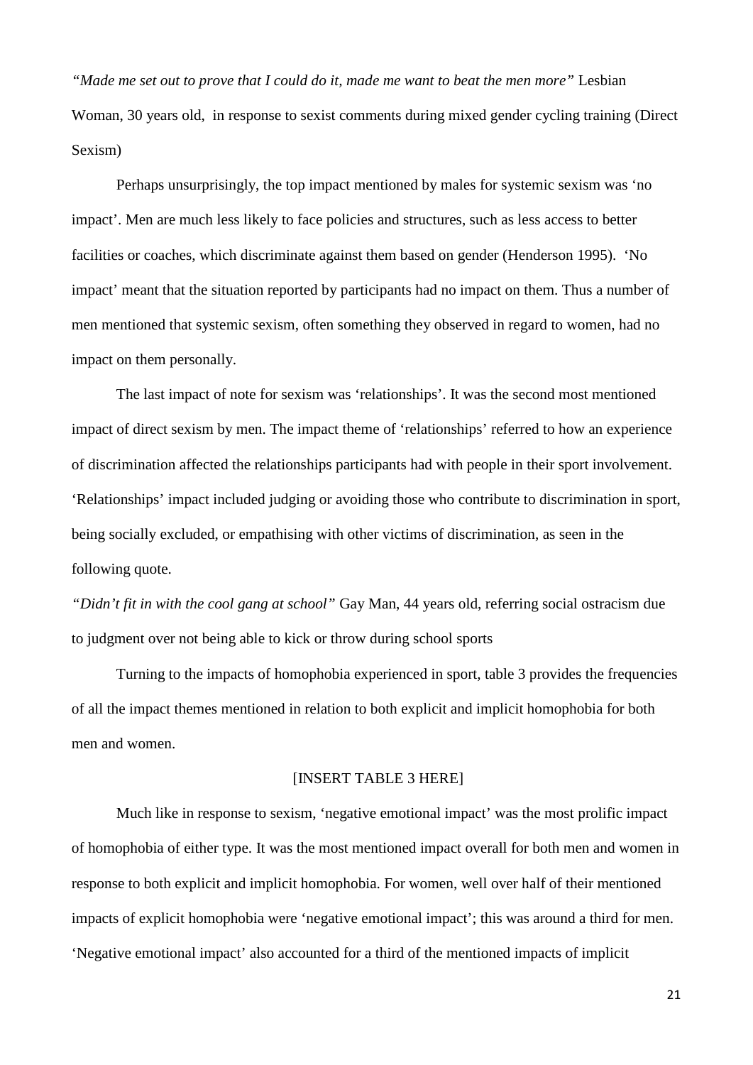*"Made me set out to prove that I could do it, made me want to beat the men more"* Lesbian Woman, 30 years old, in response to sexist comments during mixed gender cycling training (Direct Sexism)

Perhaps unsurprisingly, the top impact mentioned by males for systemic sexism was 'no impact'. Men are much less likely to face policies and structures, such as less access to better facilities or coaches, which discriminate against them based on gender (Henderson 1995). 'No impact' meant that the situation reported by participants had no impact on them. Thus a number of men mentioned that systemic sexism, often something they observed in regard to women, had no impact on them personally.

The last impact of note for sexism was 'relationships'. It was the second most mentioned impact of direct sexism by men. The impact theme of 'relationships' referred to how an experience of discrimination affected the relationships participants had with people in their sport involvement. 'Relationships' impact included judging or avoiding those who contribute to discrimination in sport, being socially excluded, or empathising with other victims of discrimination, as seen in the following quote.

*"Didn't fit in with the cool gang at school"* Gay Man, 44 years old, referring social ostracism due to judgment over not being able to kick or throw during school sports

Turning to the impacts of homophobia experienced in sport, table 3 provides the frequencies of all the impact themes mentioned in relation to both explicit and implicit homophobia for both men and women.

[INSERT TABLE 3 HERE]

Much like in response to sexism, 'negative emotional impact' was the most prolific impact of homophobia of either type. It was the most mentioned impact overall for both men and women in response to both explicit and implicit homophobia. For women, well over half of their mentioned impacts of explicit homophobia were 'negative emotional impact'; this was around a third for men. 'Negative emotional impact' also accounted for a third of the mentioned impacts of implicit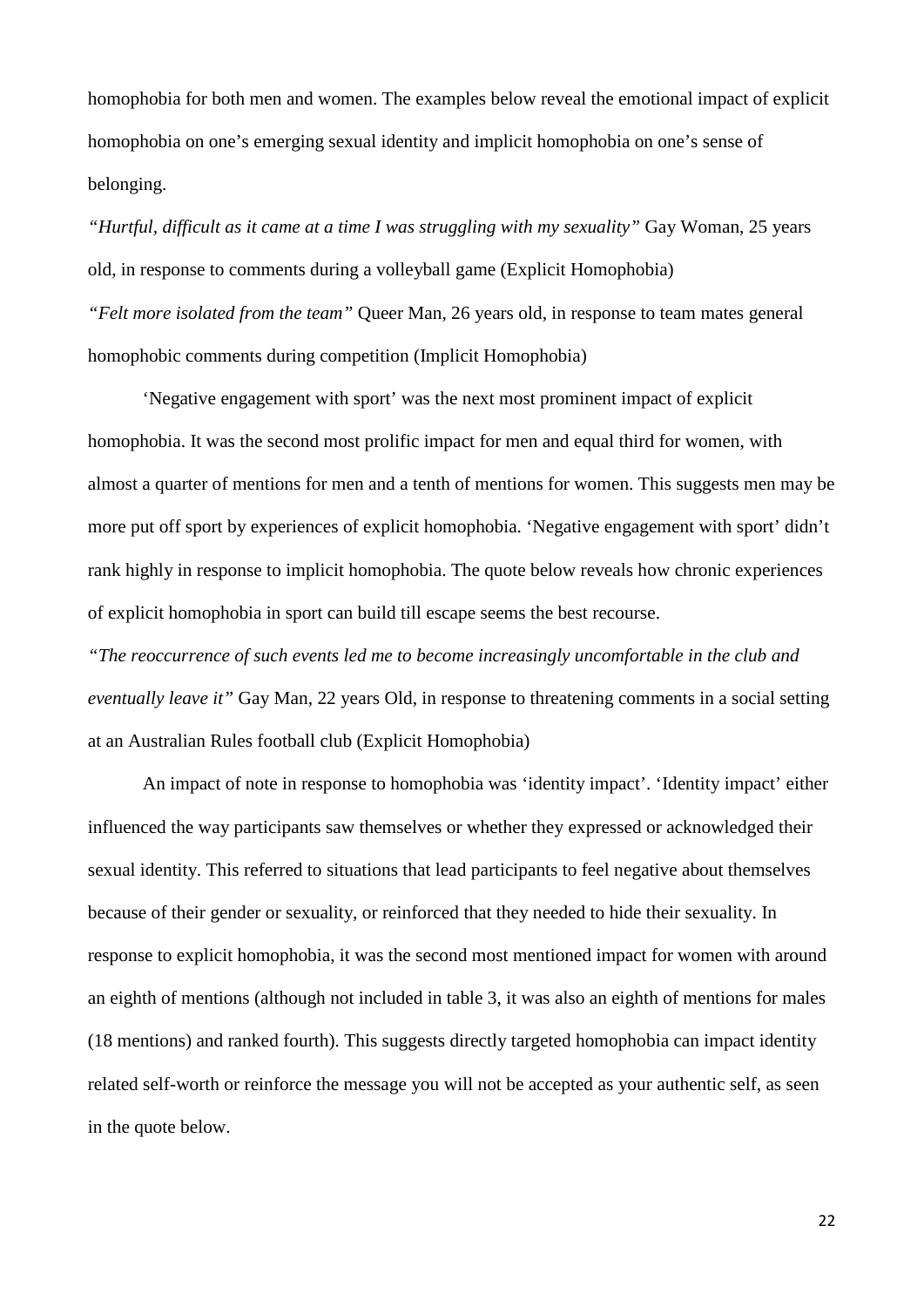homophobia for both men and women. The examples below reveal the emotional impact of explicit homophobia on one's emerging sexual identity and implicit homophobia on one's sense of belonging.

*"Hurtful, difficult as it came at a time I was struggling with my sexuality"* Gay Woman, 25 years old, in response to comments during a volleyball game (Explicit Homophobia)

*"Felt more isolated from the team"* Queer Man, 26 years old, in response to team mates general homophobic comments during competition (Implicit Homophobia)

'Negative engagement with sport' was the next most prominent impact of explicit homophobia. It was the second most prolific impact for men and equal third for women, with almost a quarter of mentions for men and a tenth of mentions for women. This suggests men may be more put off sport by experiences of explicit homophobia. 'Negative engagement with sport' didn't rank highly in response to implicit homophobia. The quote below reveals how chronic experiences of explicit homophobia in sport can build till escape seems the best recourse.

*"The reoccurrence of such events led me to become increasingly uncomfortable in the club and eventually leave it"* Gay Man, 22 years Old, in response to threatening comments in a social setting at an Australian Rules football club (Explicit Homophobia)

An impact of note in response to homophobia was 'identity impact'. 'Identity impact' either influenced the way participants saw themselves or whether they expressed or acknowledged their sexual identity. This referred to situations that lead participants to feel negative about themselves because of their gender or sexuality, or reinforced that they needed to hide their sexuality. In response to explicit homophobia, it was the second most mentioned impact for women with around an eighth of mentions (although not included in table 3, it was also an eighth of mentions for males (18 mentions) and ranked fourth). This suggests directly targeted homophobia can impact identity related self-worth or reinforce the message you will not be accepted as your authentic self, as seen in the quote below.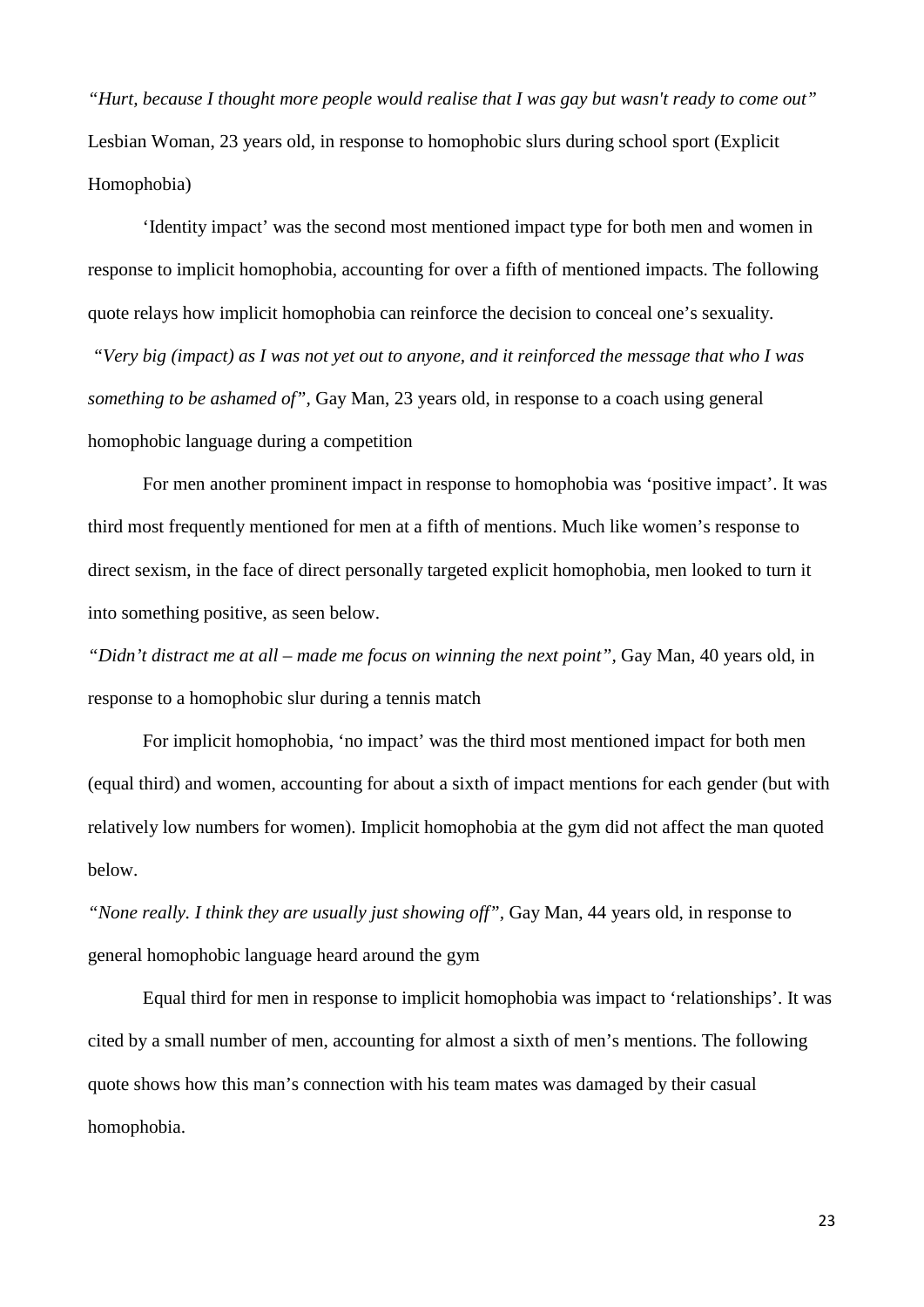*"Hurt, because I thought more people would realise that I was gay but wasn't ready to come out"* Lesbian Woman, 23 years old, in response to homophobic slurs during school sport (Explicit Homophobia)

'Identity impact' was the second most mentioned impact type for both men and women in response to implicit homophobia, accounting for over a fifth of mentioned impacts. The following quote relays how implicit homophobia can reinforce the decision to conceal one's sexuality.

*"Very big (impact) as I was not yet out to anyone, and it reinforced the message that who I was something to be ashamed of"*, Gay Man, 23 years old, in response to a coach using general homophobic language during a competition

For men another prominent impact in response to homophobia was 'positive impact'. It was third most frequently mentioned for men at a fifth of mentions. Much like women's response to direct sexism, in the face of direct personally targeted explicit homophobia, men looked to turn it into something positive, as seen below.

*"Didn't distract me at all – made me focus on winning the next point"*, Gay Man, 40 years old, in response to a homophobic slur during a tennis match

For implicit homophobia, 'no impact' was the third most mentioned impact for both men (equal third) and women, accounting for about a sixth of impact mentions for each gender (but with relatively low numbers for women). Implicit homophobia at the gym did not affect the man quoted below.

*"None really. I think they are usually just showing off"*, Gay Man, 44 years old, in response to general homophobic language heard around the gym

Equal third for men in response to implicit homophobia was impact to 'relationships'. It was cited by a small number of men, accounting for almost a sixth of men's mentions. The following quote shows how this man's connection with his team mates was damaged by their casual homophobia.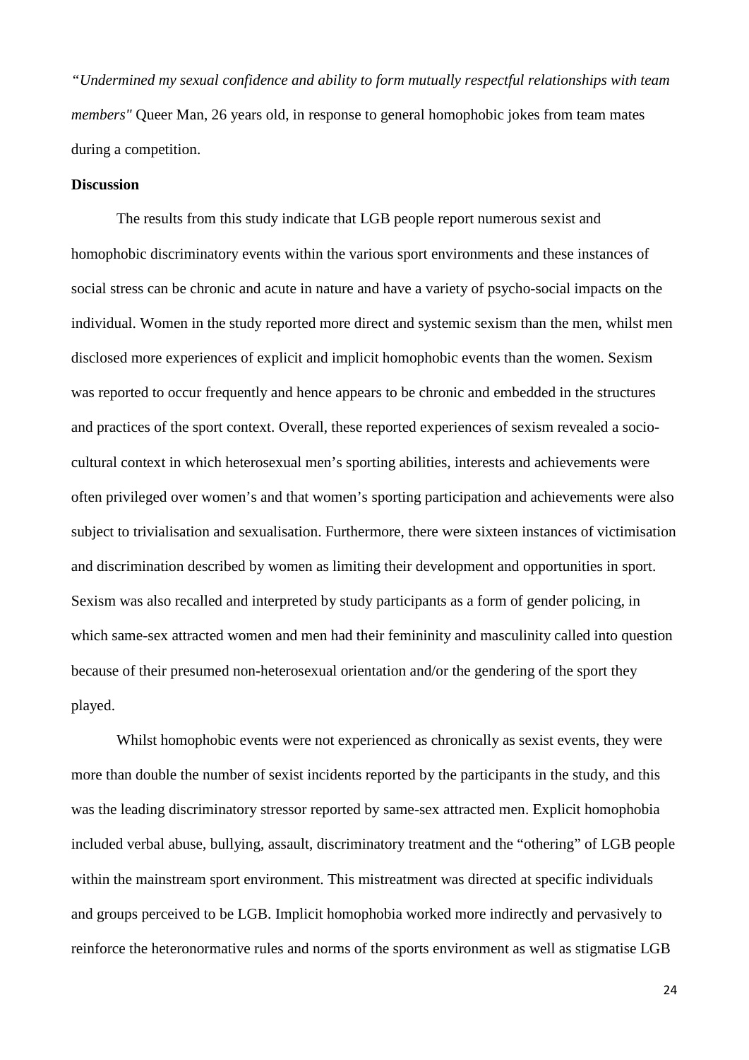*"Undermined my sexual confidence and ability to form mutually respectful relationships with team members"* Queer Man, 26 years old, in response to general homophobic jokes from team mates during a competition.

**Discussion**

The results from this study indicate that LGB people report numerous sexist and homophobic discriminatory events within the various sport environments and these instances of social stress can be chronic and acute in nature and have a variety of psycho-social impacts on the individual. Women in the study reported more direct and systemic sexism than the men, whilst men disclosed more experiences of explicit and implicit homophobic events than the women. Sexism was reported to occur frequently and hence appears to be chronic and embedded in the structures and practices of the sport context. Overall, these reported experiences of sexism revealed a socio-cultural context in which heterosexual men's sporting abilities, interests and achievements were often privileged over women's and that women's sporting participation and achievements were also subject to trivialisation and sexualisation. Furthermore, there were sixteen instances of victimisation and discrimination described by women as limiting their development and opportunities in sport. Sexism was also recalled and interpreted by study participants as a form of gender policing, in which same-sex attracted women and men had their femininity and masculinity called into question because of their presumed non-heterosexual orientation and/or the gendering of the sport they played.

Whilst homophobic events were not experienced as chronically as sexist events, they were more than double the number of sexist incidents reported by the participants in the study, and this was the leading discriminatory stressor reported by same-sex attracted men. Explicit homophobia included verbal abuse, bullying, assault, discriminatory treatment and the "othering" of LGB people within the mainstream sport environment. This mistreatment was directed at specific individuals and groups perceived to be LGB. Implicit homophobia worked more indirectly and pervasively to reinforce the heteronormative rules and norms of the sports environment as well as stigmatise LGB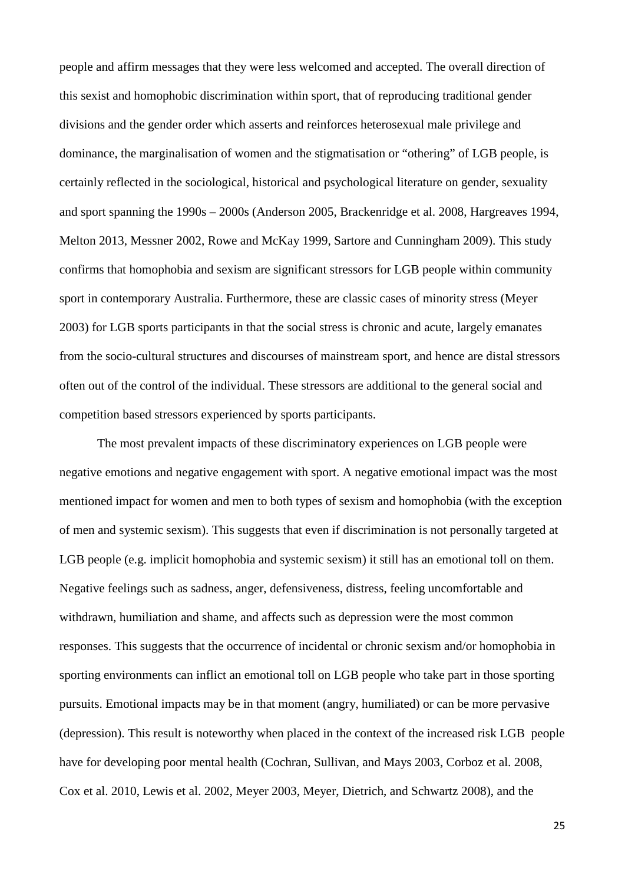people and affirm messages that they were less welcomed and accepted. The overall direction of this sexist and homophobic discrimination within sport, that of reproducing traditional gender divisions and the gender order which asserts and reinforces heterosexual male privilege and dominance, the marginalisation of women and the stigmatisation or "othering" of LGB people, is certainly reflected in the sociological, historical and psychological literature on gender, sexuality and sport spanning the 1990s – 2000s (Anderson 2005, Brackenridge et al. 2008, Hargreaves 1994, Melton 2013, Messner 2002, Rowe and McKay 1999, Sartore and Cunningham 2009). This study confirms that homophobia and sexism are significant stressors for LGB people within community sport in contemporary Australia. Furthermore, these are classic cases of minority stress (Meyer 2003) for LGB sports participants in that the social stress is chronic and acute, largely emanates from the socio-cultural structures and discourses of mainstream sport, and hence are distal stressors often out of the control of the individual. These stressors are additional to the general social and competition based stressors experienced by sports participants.

The most prevalent impacts of these discriminatory experiences on LGB people were negative emotions and negative engagement with sport. A negative emotional impact was the most mentioned impact for women and men to both types of sexism and homophobia (with the exception of men and systemic sexism). This suggests that even if discrimination is not personally targeted at LGB people (e.g. implicit homophobia and systemic sexism) it still has an emotional toll on them. Negative feelings such as sadness, anger, defensiveness, distress, feeling uncomfortable and withdrawn, humiliation and shame, and affects such as depression were the most common responses. This suggests that the occurrence of incidental or chronic sexism and/or homophobia in sporting environments can inflict an emotional toll on LGB people who take part in those sporting pursuits. Emotional impacts may be in that moment (angry, humiliated) or can be more pervasive (depression). This result is noteworthy when placed in the context of the increased risk LGB people have for developing poor mental health (Cochran, Sullivan, and Mays 2003, Corboz et al. 2008, Cox et al. 2010, Lewis et al. 2002, Meyer 2003, Meyer, Dietrich, and Schwartz 2008), and the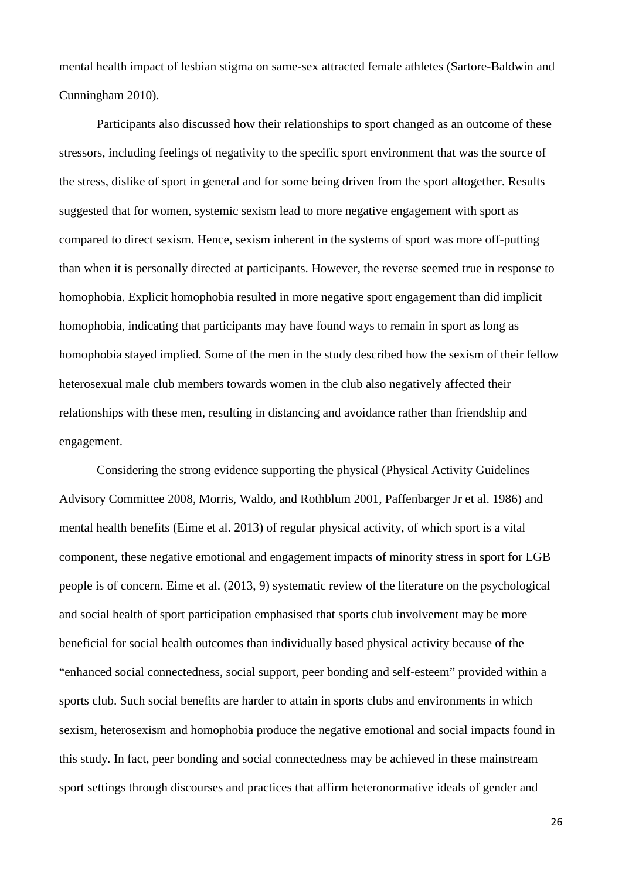mental health impact of lesbian stigma on same-sex attracted female athletes (Sartore-Baldwin and Cunningham 2010).

Participants also discussed how their relationships to sport changed as an outcome of these stressors, including feelings of negativity to the specific sport environment that was the source of the stress, dislike of sport in general and for some being driven from the sport altogether. Results suggested that for women, systemic sexism lead to more negative engagement with sport as compared to direct sexism. Hence, sexism inherent in the systems of sport was more off-putting than when it is personally directed at participants. However, the reverse seemed true in response to homophobia. Explicit homophobia resulted in more negative sport engagement than did implicit homophobia, indicating that participants may have found ways to remain in sport as long as homophobia stayed implied. Some of the men in the study described how the sexism of their fellow heterosexual male club members towards women in the club also negatively affected their relationships with these men, resulting in distancing and avoidance rather than friendship and engagement.

Considering the strong evidence supporting the physical (Physical Activity Guidelines Advisory Committee 2008, Morris, Waldo, and Rothblum 2001, Paffenbarger Jr et al. 1986) and mental health benefits (Eime et al. 2013) of regular physical activity, of which sport is a vital component, these negative emotional and engagement impacts of minority stress in sport for LGB people is of concern. Eime et al. (2013, 9) systematic review of the literature on the psychological and social health of sport participation emphasised that sports club involvement may be more beneficial for social health outcomes than individually based physical activity because of the "enhanced social connectedness, social support, peer bonding and self-esteem" provided within a sports club. Such social benefits are harder to attain in sports clubs and environments in which sexism, heterosexism and homophobia produce the negative emotional and social impacts found in this study. In fact, peer bonding and social connectedness may be achieved in these mainstream sport settings through discourses and practices that affirm heteronormative ideals of gender and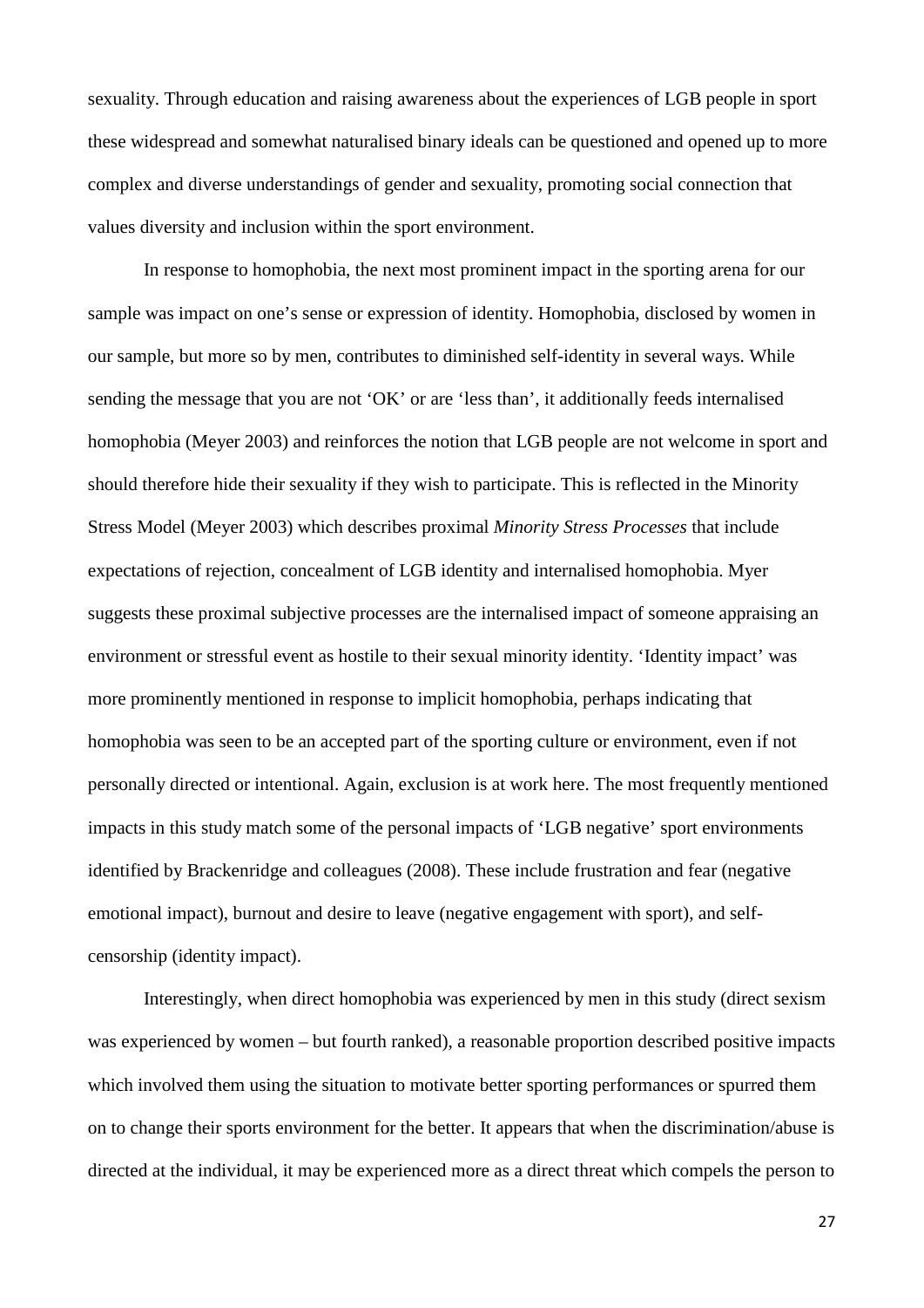sexuality. Through education and raising awareness about the experiences of LGB people in sport these widespread and somewhat naturalised binary ideals can be questioned and opened up to more complex and diverse understandings of gender and sexuality, promoting social connection that values diversity and inclusion within the sport environment.

In response to homophobia, the next most prominent impact in the sporting arena for our sample was impact on one's sense or expression of identity. Homophobia, disclosed by women in our sample, but more so by men, contributes to diminished self-identity in several ways. While sending the message that you are not 'OK' or are 'less than', it additionally feeds internalised homophobia (Meyer 2003) and reinforces the notion that LGB people are not welcome in sport and should therefore hide their sexuality if they wish to participate. This is reflected in the Minority Stress Model (Meyer 2003) which describes proximal *Minority Stress Processes* that include expectations of rejection, concealment of LGB identity and internalised homophobia. Myer suggests these proximal subjective processes are the internalised impact of someone appraising an environment or stressful event as hostile to their sexual minority identity. 'Identity impact' was more prominently mentioned in response to implicit homophobia, perhaps indicating that homophobia was seen to be an accepted part of the sporting culture or environment, even if not personally directed or intentional. Again, exclusion is at work here. The most frequently mentioned impacts in this study match some of the personal impacts of 'LGB negative' sport environments identified by Brackenridge and colleagues (2008). These include frustration and fear (negative emotional impact), burnout and desire to leave (negative engagement with sport), and self-censorship (identity impact).

Interestingly, when direct homophobia was experienced by men in this study (direct sexism was experienced by women – but fourth ranked), a reasonable proportion described positive impacts which involved them using the situation to motivate better sporting performances or spurred them on to change their sports environment for the better. It appears that when the discrimination/abuse is directed at the individual, it may be experienced more as a direct threat which compels the person to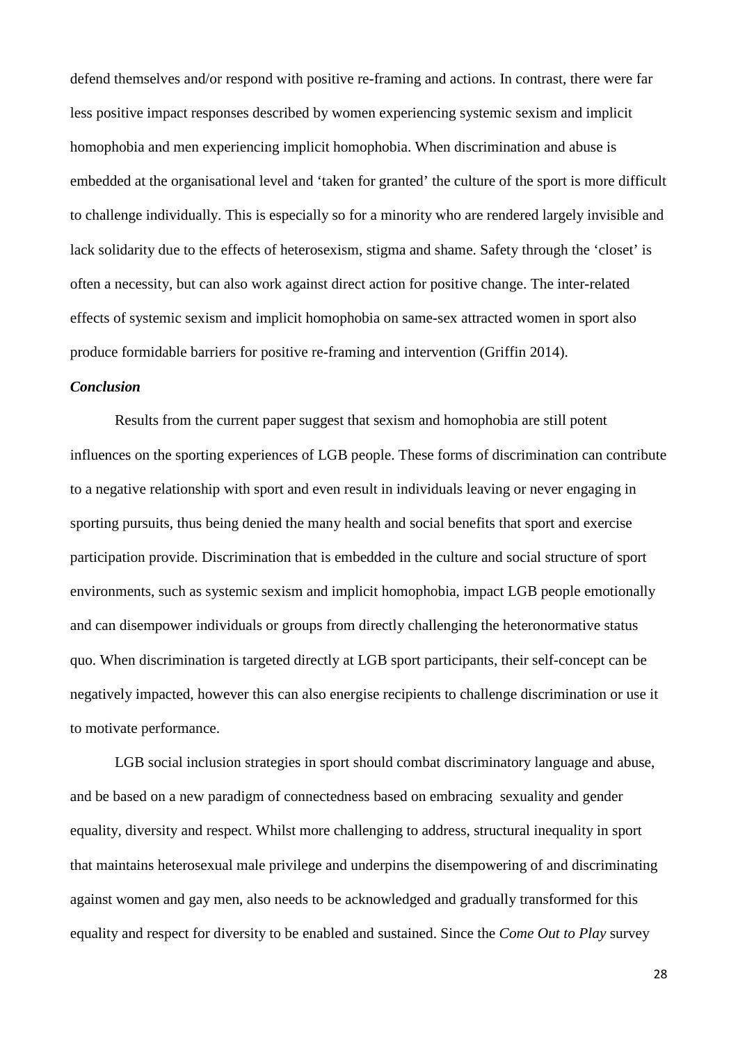defend themselves and/or respond with positive re-framing and actions. In contrast, there were far less positive impact responses described by women experiencing systemic sexism and implicit homophobia and men experiencing implicit homophobia. When discrimination and abuse is embedded at the organisational level and 'taken for granted' the culture of the sport is more difficult to challenge individually. This is especially so for a minority who are rendered largely invisible and lack solidarity due to the effects of heterosexism, stigma and shame. Safety through the 'closet' is often a necessity, but can also work against direct action for positive change. The inter-related effects of systemic sexism and implicit homophobia on same-sex attracted women in sport also produce formidable barriers for positive re-framing and intervention (Griffin 2014).

***Conclusion***

Results from the current paper suggest that sexism and homophobia are still potent influences on the sporting experiences of LGB people. These forms of discrimination can contribute to a negative relationship with sport and even result in individuals leaving or never engaging in sporting pursuits, thus being denied the many health and social benefits that sport and exercise participation provide. Discrimination that is embedded in the culture and social structure of sport environments, such as systemic sexism and implicit homophobia, impact LGB people emotionally and can disempower individuals or groups from directly challenging the heteronormative status quo. When discrimination is targeted directly at LGB sport participants, their self-concept can be negatively impacted, however this can also energise recipients to challenge discrimination or use it to motivate performance.

LGB social inclusion strategies in sport should combat discriminatory language and abuse, and be based on a new paradigm of connectedness based on embracing sexuality and gender equality, diversity and respect. Whilst more challenging to address, structural inequality in sport that maintains heterosexual male privilege and underpins the disempowering of and discriminating against women and gay men, also needs to be acknowledged and gradually transformed for this equality and respect for diversity to be enabled and sustained. Since the *Come Out to Play* survey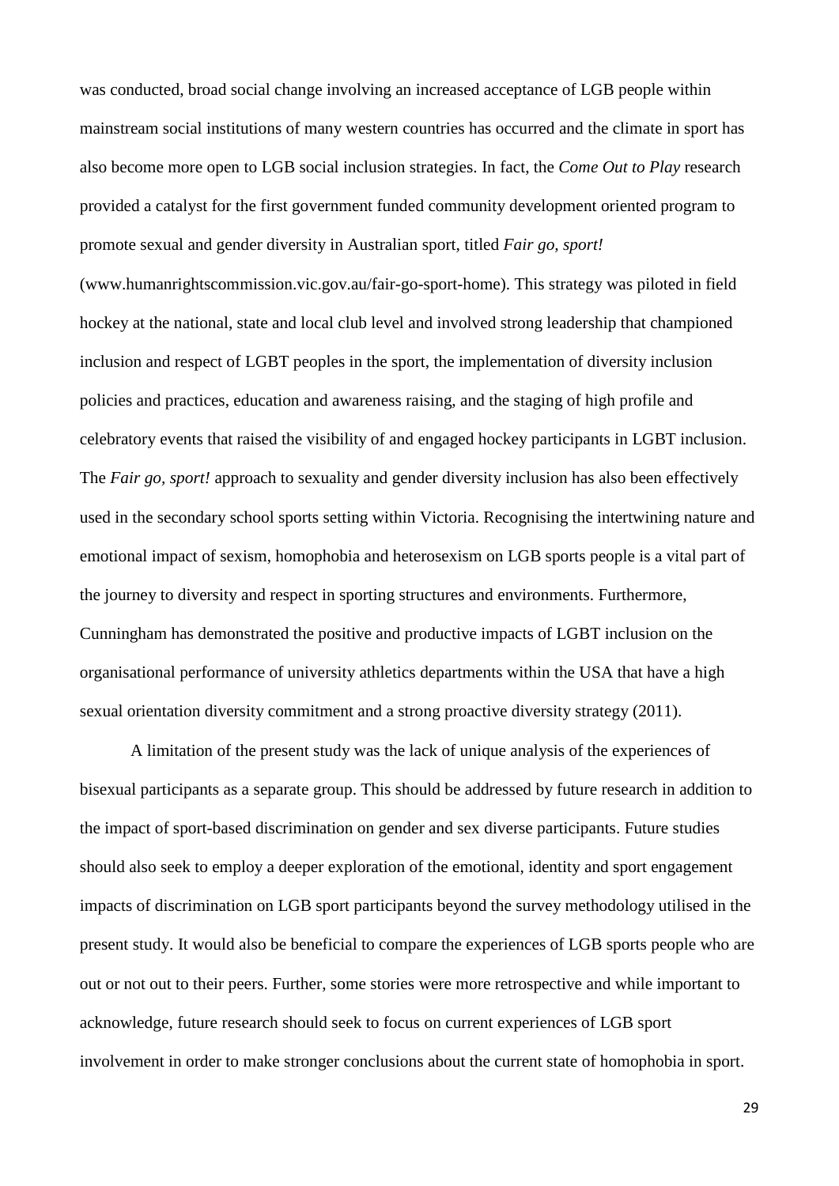was conducted, broad social change involving an increased acceptance of LGB people within mainstream social institutions of many western countries has occurred and the climate in sport has also become more open to LGB social inclusion strategies. In fact, the *Come Out to Play* research provided a catalyst for the first government funded community development oriented program to promote sexual and gender diversity in Australian sport, titled *Fair go, sport!* (www.humanrightscommission.vic.gov.au/fair-go-sport-home). This strategy was piloted in field hockey at the national, state and local club level and involved strong leadership that championed inclusion and respect of LGBT peoples in the sport, the implementation of diversity inclusion policies and practices, education and awareness raising, and the staging of high profile and celebratory events that raised the visibility of and engaged hockey participants in LGBT inclusion. The *Fair go, sport!* approach to sexuality and gender diversity inclusion has also been effectively used in the secondary school sports setting within Victoria. Recognising the intertwining nature and emotional impact of sexism, homophobia and heterosexism on LGB sports people is a vital part of the journey to diversity and respect in sporting structures and environments. Furthermore, Cunningham has demonstrated the positive and productive impacts of LGBT inclusion on the organisational performance of university athletics departments within the USA that have a high sexual orientation diversity commitment and a strong proactive diversity strategy (2011).

A limitation of the present study was the lack of unique analysis of the experiences of bisexual participants as a separate group. This should be addressed by future research in addition to the impact of sport-based discrimination on gender and sex diverse participants. Future studies should also seek to employ a deeper exploration of the emotional, identity and sport engagement impacts of discrimination on LGB sport participants beyond the survey methodology utilised in the present study. It would also be beneficial to compare the experiences of LGB sports people who are out or not out to their peers. Further, some stories were more retrospective and while important to acknowledge, future research should seek to focus on current experiences of LGB sport involvement in order to make stronger conclusions about the current state of homophobia in sport.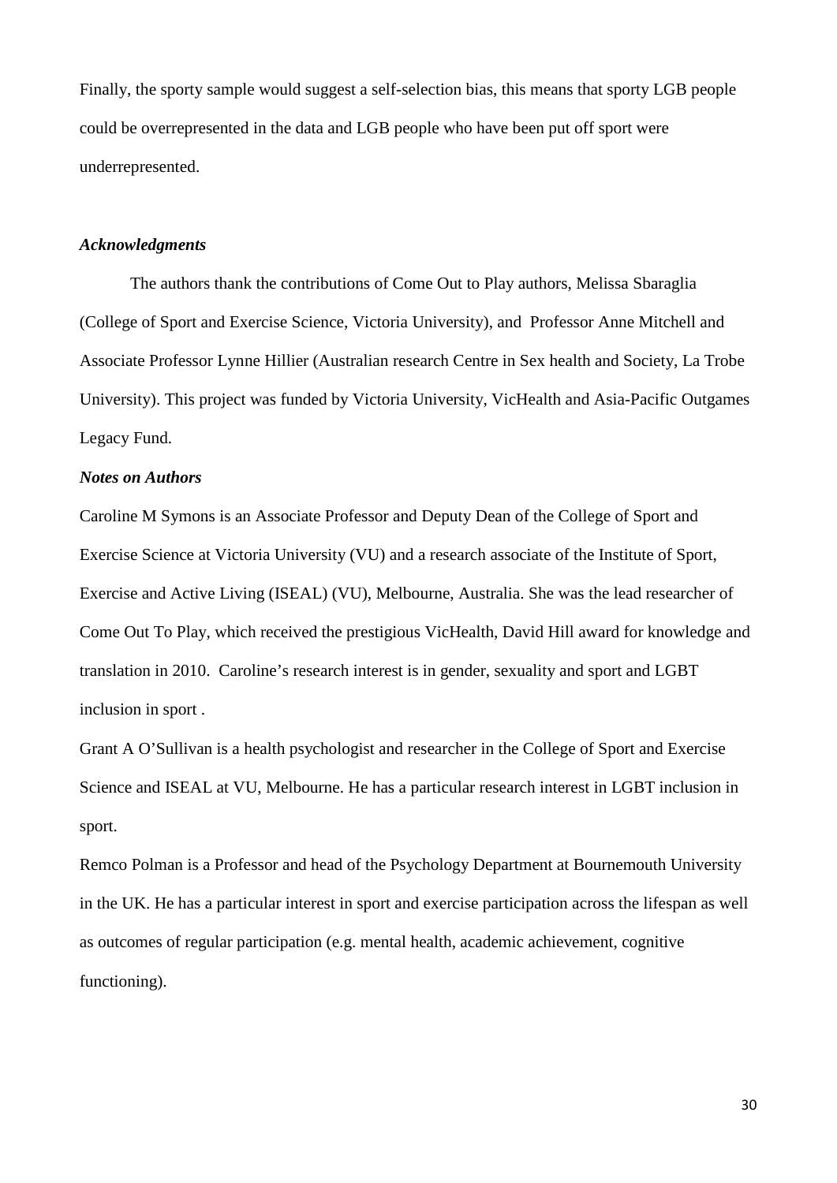Finally, the sporty sample would suggest a self-selection bias, this means that sporty LGB people could be overrepresented in the data and LGB people who have been put off sport were underrepresented.

### *Acknowledgments*

The authors thank the contributions of Come Out to Play authors, Melissa Sbaraglia (College of Sport and Exercise Science, Victoria University), and Professor Anne Mitchell and Associate Professor Lynne Hillier (Australian research Centre in Sex health and Society, La Trobe University). This project was funded by Victoria University, VicHealth and Asia-Pacific Outgames Legacy Fund.

### *Notes on Authors*

Caroline M Symons is an Associate Professor and Deputy Dean of the College of Sport and Exercise Science at Victoria University (VU) and a research associate of the Institute of Sport, Exercise and Active Living (ISEAL) (VU), Melbourne, Australia. She was the lead researcher of Come Out To Play, which received the prestigious VicHealth, David Hill award for knowledge and translation in 2010. Caroline's research interest is in gender, sexuality and sport and LGBT inclusion in sport .

Grant A O'Sullivan is a health psychologist and researcher in the College of Sport and Exercise Science and ISEAL at VU, Melbourne. He has a particular research interest in LGBT inclusion in sport.

Remco Polman is a Professor and head of the Psychology Department at Bournemouth University in the UK. He has a particular interest in sport and exercise participation across the lifespan as well as outcomes of regular participation (e.g. mental health, academic achievement, cognitive functioning).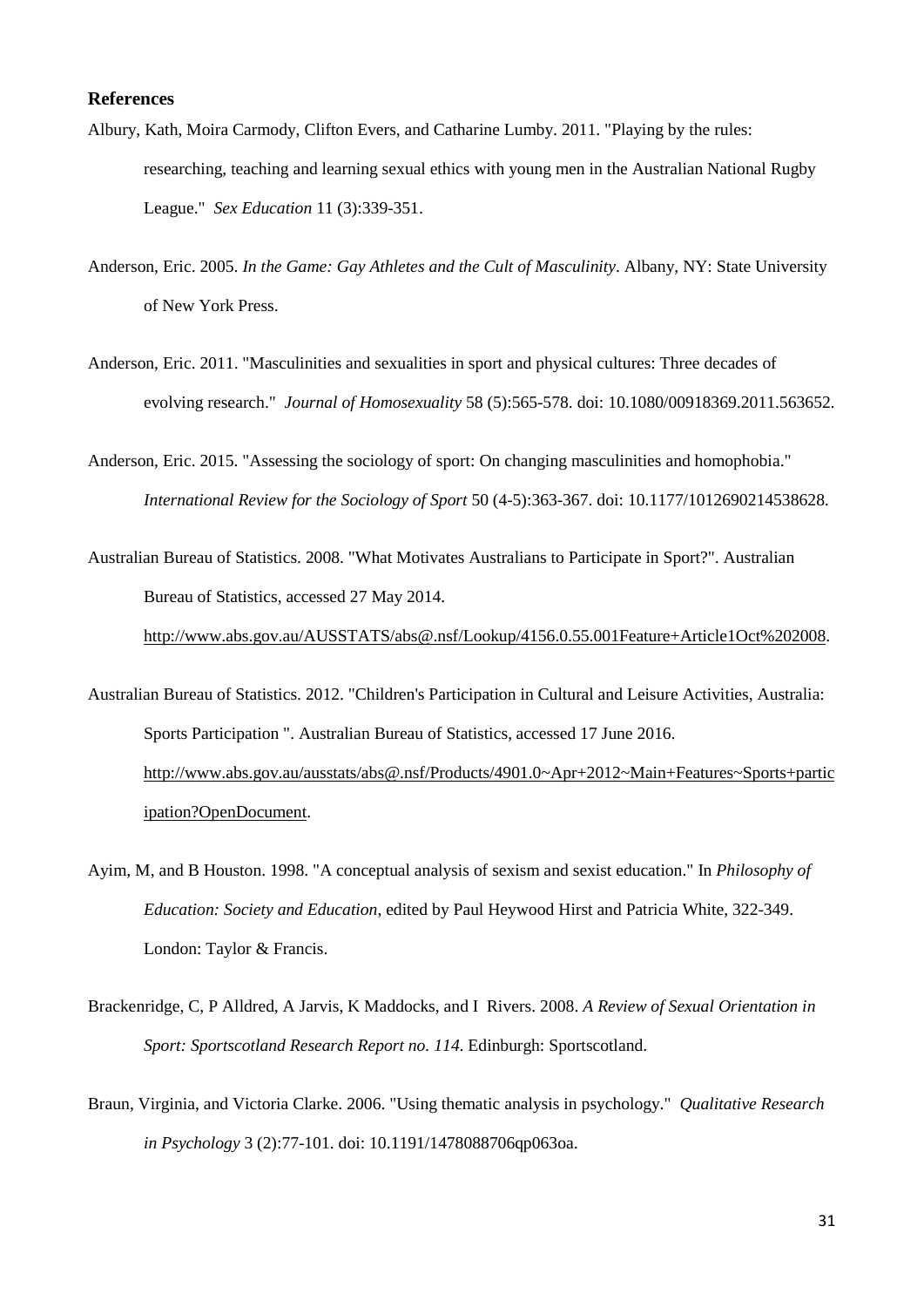## References

Albury, Kath, Moira Carmody, Clifton Evers, and Catharine Lumby. 2011. "Playing by the rules: researching, teaching and learning sexual ethics with young men in the Australian National Rugby League." *Sex Education* 11 (3):339-351.

Anderson, Eric. 2005. *In the Game: Gay Athletes and the Cult of Masculinity*. Albany, NY: State University of New York Press.

Anderson, Eric. 2011. "Masculinities and sexualities in sport and physical cultures: Three decades of evolving research." *Journal of Homosexuality* 58 (5):565-578. doi: 10.1080/00918369.2011.563652.

Anderson, Eric. 2015. "Assessing the sociology of sport: On changing masculinities and homophobia." *International Review for the Sociology of Sport* 50 (4-5):363-367. doi: 10.1177/1012690214538628.

Australian Bureau of Statistics. 2008. "What Motivates Australians to Participate in Sport?". Australian Bureau of Statistics, accessed 27 May 2014. http://www.abs.gov.au/AUSSTATS/abs@.nsf/Lookup/4156.0.55.001Feature+Article1Oct%202008.

Australian Bureau of Statistics. 2012. "Children's Participation in Cultural and Leisure Activities, Australia: Sports Participation ". Australian Bureau of Statistics, accessed 17 June 2016. http://www.abs.gov.au/ausstats/abs@.nsf/Products/4901.0~Apr+2012~Main+Features~Sports+participation?OpenDocument.

Ayim, M, and B Houston. 1998. "A conceptual analysis of sexism and sexist education." In *Philosophy of Education: Society and Education*, edited by Paul Heywood Hirst and Patricia White, 322-349. London: Taylor & Francis.

Brackenridge, C, P Alldred, A Jarvis, K Maddocks, and I Rivers. 2008. *A Review of Sexual Orientation in Sport: Sportscotland Research Report no. 114*. Edinburgh: Sportscotland.

Braun, Virginia, and Victoria Clarke. 2006. "Using thematic analysis in psychology." *Qualitative Research in Psychology* 3 (2):77-101. doi: 10.1191/1478088706qp063oa.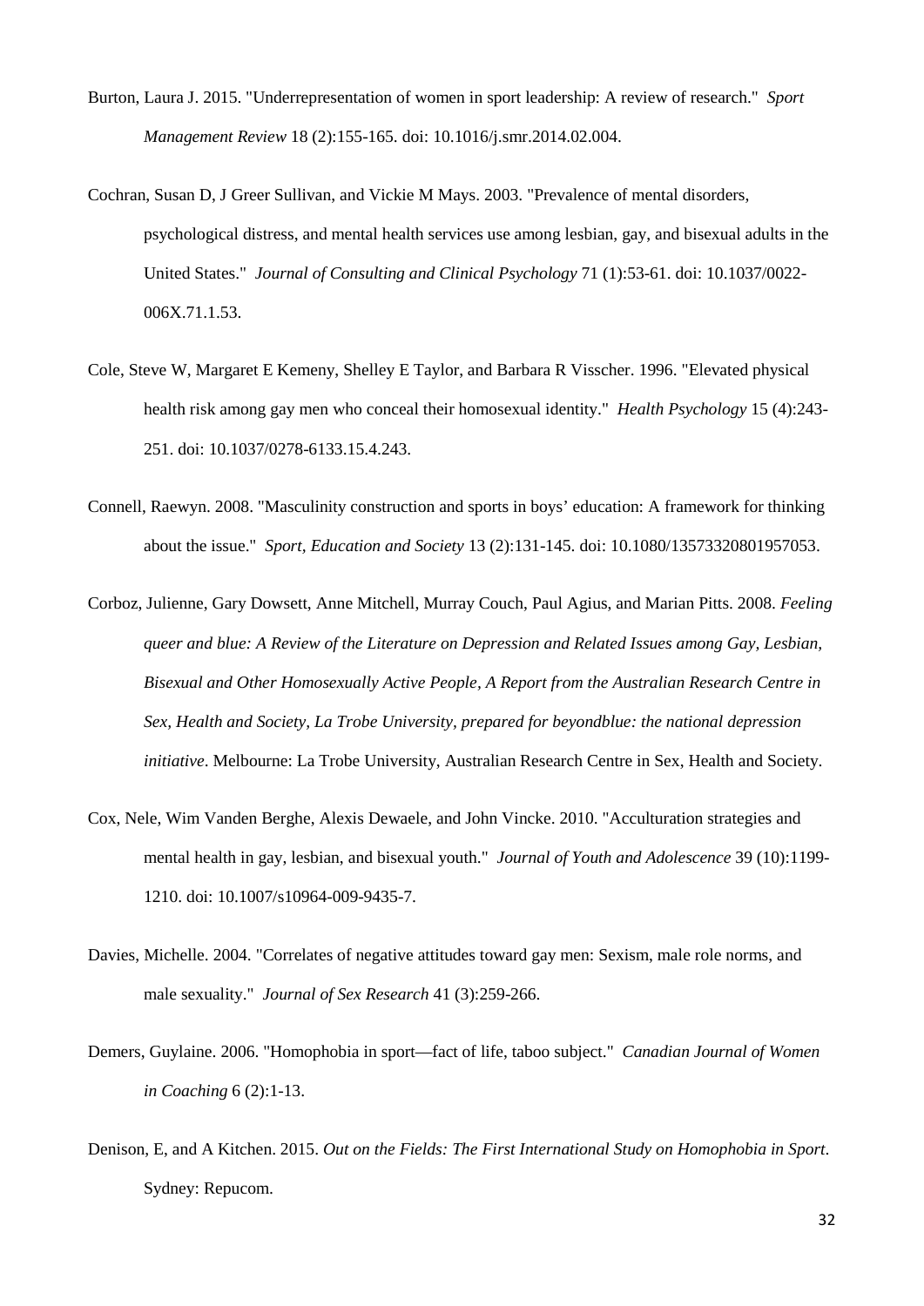Burton, Laura J. 2015. "Underrepresentation of women in sport leadership: A review of research." *Sport Management Review* 18 (2):155-165. doi: 10.1016/j.smr.2014.02.004.

Cochran, Susan D, J Greer Sullivan, and Vickie M Mays. 2003. "Prevalence of mental disorders, psychological distress, and mental health services use among lesbian, gay, and bisexual adults in the United States." *Journal of Consulting and Clinical Psychology* 71 (1):53-61. doi: 10.1037/0022-006X.71.1.53.

Cole, Steve W, Margaret E Kemeny, Shelley E Taylor, and Barbara R Visscher. 1996. "Elevated physical health risk among gay men who conceal their homosexual identity." *Health Psychology* 15 (4):243-251. doi: 10.1037/0278-6133.15.4.243.

Connell, Raewyn. 2008. "Masculinity construction and sports in boys' education: A framework for thinking about the issue." *Sport, Education and Society* 13 (2):131-145. doi: 10.1080/13573320801957053.

Corboz, Julienne, Gary Dowsett, Anne Mitchell, Murray Couch, Paul Agius, and Marian Pitts. 2008. *Feeling queer and blue: A Review of the Literature on Depression and Related Issues among Gay, Lesbian, Bisexual and Other Homosexually Active People, A Report from the Australian Research Centre in Sex, Health and Society, La Trobe University, prepared for beyondblue: the national depression initiative*. Melbourne: La Trobe University, Australian Research Centre in Sex, Health and Society.

Cox, Nele, Wim Vanden Berghe, Alexis Dewaele, and John Vincke. 2010. "Acculturation strategies and mental health in gay, lesbian, and bisexual youth." *Journal of Youth and Adolescence* 39 (10):1199-1210. doi: 10.1007/s10964-009-9435-7.

Davies, Michelle. 2004. "Correlates of negative attitudes toward gay men: Sexism, male role norms, and male sexuality." *Journal of Sex Research* 41 (3):259-266.

Demers, Guylaine. 2006. "Homophobia in sport—fact of life, taboo subject." *Canadian Journal of Women in Coaching* 6 (2):1-13.

Denison, E, and A Kitchen. 2015. *Out on the Fields: The First International Study on Homophobia in Sport*. Sydney: Repucom.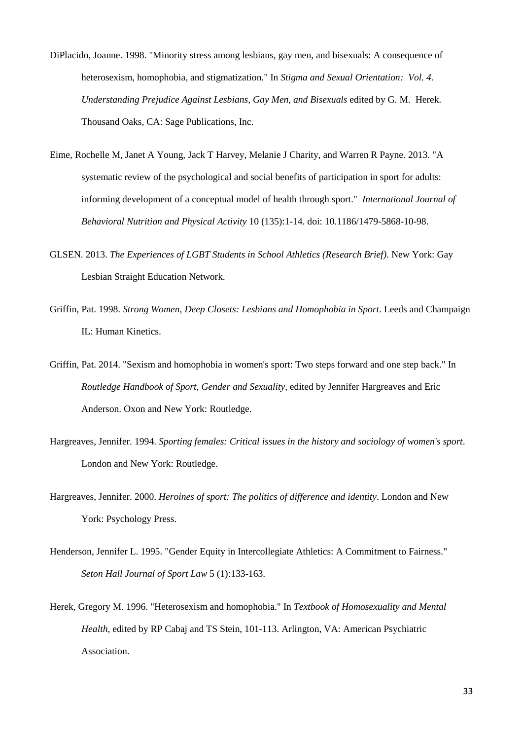DiPlacido, Joanne. 1998. "Minority stress among lesbians, gay men, and bisexuals: A consequence of heterosexism, homophobia, and stigmatization." In *Stigma and Sexual Orientation: Vol. 4. Understanding Prejudice Against Lesbians, Gay Men, and Bisexuals* edited by G. M. Herek. Thousand Oaks, CA: Sage Publications, Inc.

Eime, Rochelle M, Janet A Young, Jack T Harvey, Melanie J Charity, and Warren R Payne. 2013. "A systematic review of the psychological and social benefits of participation in sport for adults: informing development of a conceptual model of health through sport." *International Journal of Behavioral Nutrition and Physical Activity* 10 (135):1-14. doi: 10.1186/1479-5868-10-98.

GLSEN. 2013. *The Experiences of LGBT Students in School Athletics (Research Brief)*. New York: Gay Lesbian Straight Education Network.

Griffin, Pat. 1998. *Strong Women, Deep Closets: Lesbians and Homophobia in Sport*. Leeds and Champaign IL: Human Kinetics.

Griffin, Pat. 2014. "Sexism and homophobia in women's sport: Two steps forward and one step back." In *Routledge Handbook of Sport, Gender and Sexuality*, edited by Jennifer Hargreaves and Eric Anderson. Oxon and New York: Routledge.

Hargreaves, Jennifer. 1994. *Sporting females: Critical issues in the history and sociology of women's sport*. London and New York: Routledge.

Hargreaves, Jennifer. 2000. *Heroines of sport: The politics of difference and identity*. London and New York: Psychology Press.

Henderson, Jennifer L. 1995. "Gender Equity in Intercollegiate Athletics: A Commitment to Fairness." *Seton Hall Journal of Sport Law* 5 (1):133-163.

Herek, Gregory M. 1996. "Heterosexism and homophobia." In *Textbook of Homosexuality and Mental Health*, edited by RP Cabaj and TS Stein, 101-113. Arlington, VA: American Psychiatric Association.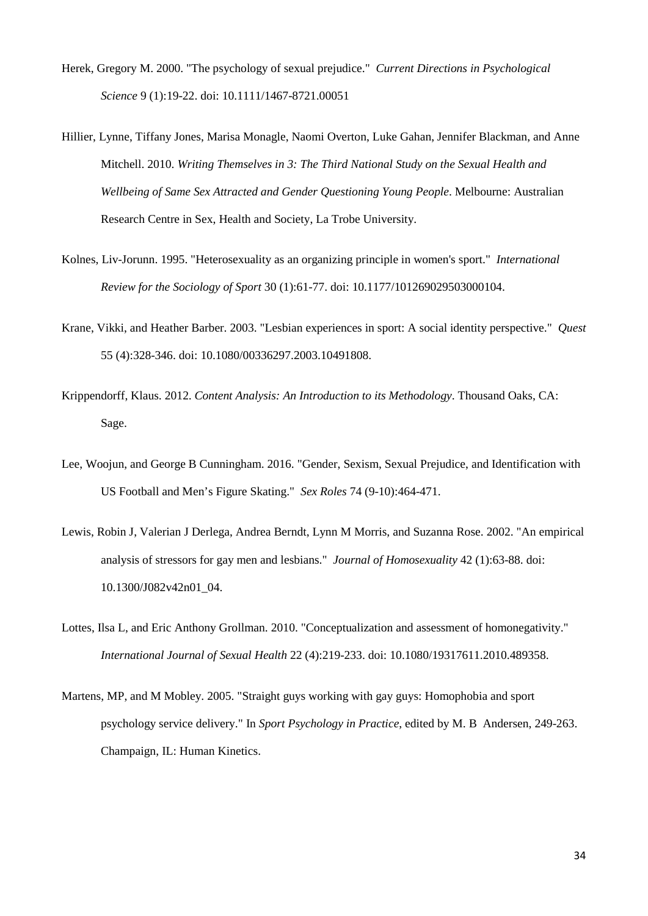Herek, Gregory M. 2000. "The psychology of sexual prejudice." *Current Directions in Psychological Science* 9 (1):19-22. doi: 10.1111/1467-8721.00051

Hillier, Lynne, Tiffany Jones, Marisa Monagle, Naomi Overton, Luke Gahan, Jennifer Blackman, and Anne Mitchell. 2010. *Writing Themselves in 3: The Third National Study on the Sexual Health and Wellbeing of Same Sex Attracted and Gender Questioning Young People*. Melbourne: Australian Research Centre in Sex, Health and Society, La Trobe University.

Kolnes, Liv-Jorunn. 1995. "Heterosexuality as an organizing principle in women's sport." *International Review for the Sociology of Sport* 30 (1):61-77. doi: 10.1177/101269029503000104.

Krane, Vikki, and Heather Barber. 2003. "Lesbian experiences in sport: A social identity perspective." *Quest* 55 (4):328-346. doi: 10.1080/00336297.2003.10491808.

Krippendorff, Klaus. 2012. *Content Analysis: An Introduction to its Methodology*. Thousand Oaks, CA: Sage.

Lee, Woojun, and George B Cunningham. 2016. "Gender, Sexism, Sexual Prejudice, and Identification with US Football and Men's Figure Skating." *Sex Roles* 74 (9-10):464-471.

Lewis, Robin J, Valerian J Derlega, Andrea Berndt, Lynn M Morris, and Suzanna Rose. 2002. "An empirical analysis of stressors for gay men and lesbians." *Journal of Homosexuality* 42 (1):63-88. doi: 10.1300/J082v42n01_04.

Lottes, Ilsa L, and Eric Anthony Grollman. 2010. "Conceptualization and assessment of homonegativity." *International Journal of Sexual Health* 22 (4):219-233. doi: 10.1080/19317611.2010.489358.

Martens, MP, and M Mobley. 2005. "Straight guys working with gay guys: Homophobia and sport psychology service delivery." In *Sport Psychology in Practice*, edited by M. B Andersen, 249-263. Champaign, IL: Human Kinetics.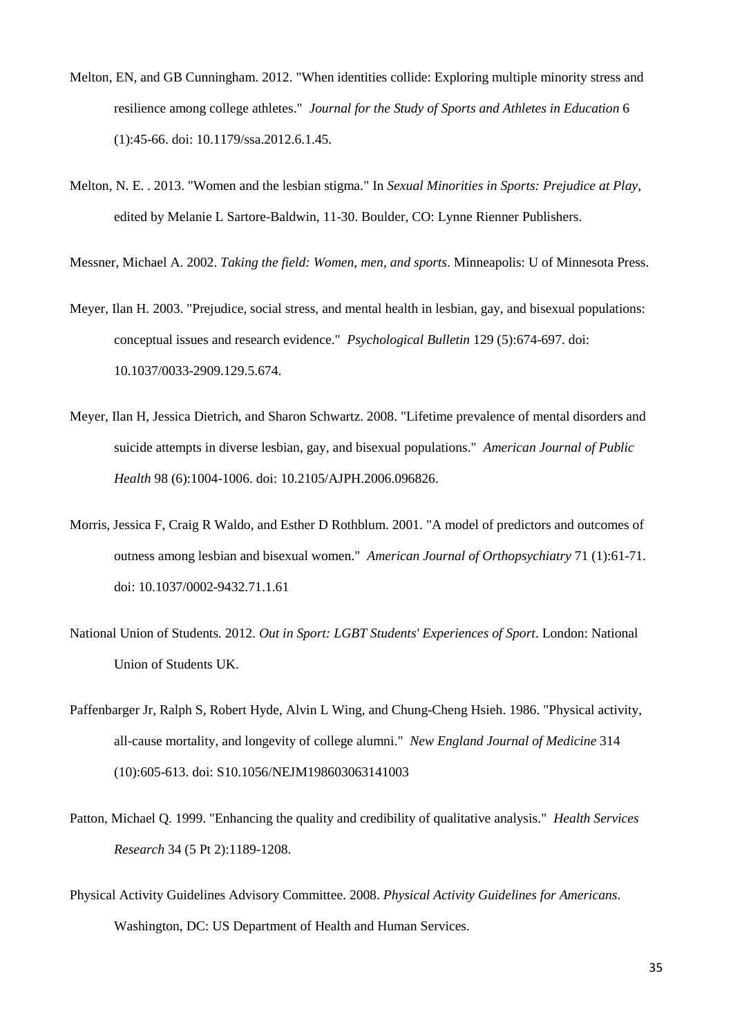Melton, EN, and GB Cunningham. 2012. "When identities collide: Exploring multiple minority stress and resilience among college athletes." *Journal for the Study of Sports and Athletes in Education* 6 (1):45-66. doi: 10.1179/ssa.2012.6.1.45.

Melton, N. E. . 2013. "Women and the lesbian stigma." In *Sexual Minorities in Sports: Prejudice at Play*, edited by Melanie L Sartore-Baldwin, 11-30. Boulder, CO: Lynne Rienner Publishers.

Messner, Michael A. 2002. *Taking the field: Women, men, and sports*. Minneapolis: U of Minnesota Press.

Meyer, Ilan H. 2003. "Prejudice, social stress, and mental health in lesbian, gay, and bisexual populations: conceptual issues and research evidence." *Psychological Bulletin* 129 (5):674-697. doi: 10.1037/0033-2909.129.5.674.

Meyer, Ilan H, Jessica Dietrich, and Sharon Schwartz. 2008. "Lifetime prevalence of mental disorders and suicide attempts in diverse lesbian, gay, and bisexual populations." *American Journal of Public Health* 98 (6):1004-1006. doi: 10.2105/AJPH.2006.096826.

Morris, Jessica F, Craig R Waldo, and Esther D Rothblum. 2001. "A model of predictors and outcomes of outness among lesbian and bisexual women." *American Journal of Orthopsychiatry* 71 (1):61-71. doi: 10.1037/0002-9432.71.1.61

National Union of Students. 2012. *Out in Sport: LGBT Students' Experiences of Sport*. London: National Union of Students UK.

Paffenbarger Jr, Ralph S, Robert Hyde, Alvin L Wing, and Chung-Cheng Hsieh. 1986. "Physical activity, all-cause mortality, and longevity of college alumni." *New England Journal of Medicine* 314 (10):605-613. doi: S10.1056/NEJM198603063141003

Patton, Michael Q. 1999. "Enhancing the quality and credibility of qualitative analysis." *Health Services Research* 34 (5 Pt 2):1189-1208.

Physical Activity Guidelines Advisory Committee. 2008. *Physical Activity Guidelines for Americans*. Washington, DC: US Department of Health and Human Services.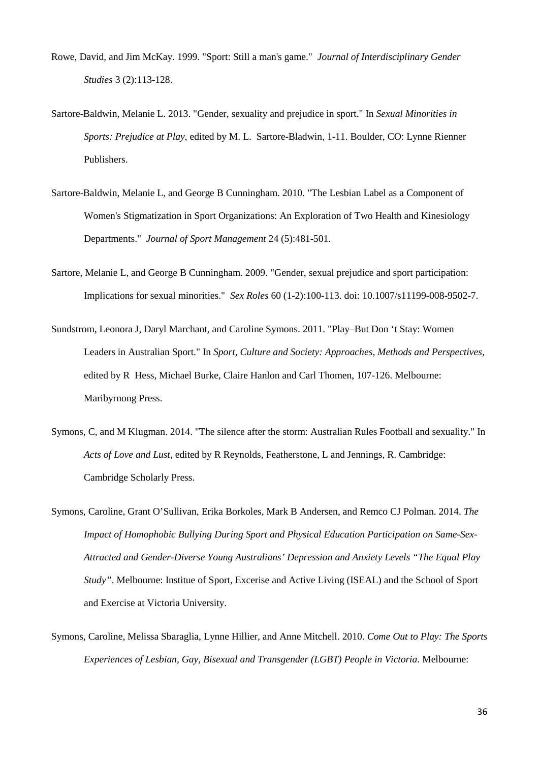Rowe, David, and Jim McKay. 1999. "Sport: Still a man's game." *Journal of Interdisciplinary Gender Studies* 3 (2):113-128.

Sartore-Baldwin, Melanie L. 2013. "Gender, sexuality and prejudice in sport." In *Sexual Minorities in Sports: Prejudice at Play*, edited by M. L. Sartore-Bladwin, 1-11. Boulder, CO: Lynne Rienner Publishers.

Sartore-Baldwin, Melanie L, and George B Cunningham. 2010. "The Lesbian Label as a Component of Women's Stigmatization in Sport Organizations: An Exploration of Two Health and Kinesiology Departments." *Journal of Sport Management* 24 (5):481-501.

Sartore, Melanie L, and George B Cunningham. 2009. "Gender, sexual prejudice and sport participation: Implications for sexual minorities." *Sex Roles* 60 (1-2):100-113. doi: 10.1007/s11199-008-9502-7.

Sundstrom, Leonora J, Daryl Marchant, and Caroline Symons. 2011. "Play–But Don 't Stay: Women Leaders in Australian Sport." In *Sport, Culture and Society: Approaches, Methods and Perspectives*, edited by R Hess, Michael Burke, Claire Hanlon and Carl Thomen, 107-126. Melbourne: Maribyrnong Press.

Symons, C, and M Klugman. 2014. "The silence after the storm: Australian Rules Football and sexuality." In *Acts of Love and Lust*, edited by R Reynolds, Featherstone, L and Jennings, R. Cambridge: Cambridge Scholarly Press.

Symons, Caroline, Grant O'Sullivan, Erika Borkoles, Mark B Andersen, and Remco CJ Polman. 2014. *The Impact of Homophobic Bullying During Sport and Physical Education Participation on Same-Sex-Attracted and Gender-Diverse Young Australians' Depression and Anxiety Levels "The Equal Play Study"*. Melbourne: Institue of Sport, Excerise and Active Living (ISEAL) and the School of Sport and Exercise at Victoria University.

Symons, Caroline, Melissa Sbaraglia, Lynne Hillier, and Anne Mitchell. 2010. *Come Out to Play: The Sports Experiences of Lesbian, Gay, Bisexual and Transgender (LGBT) People in Victoria*. Melbourne: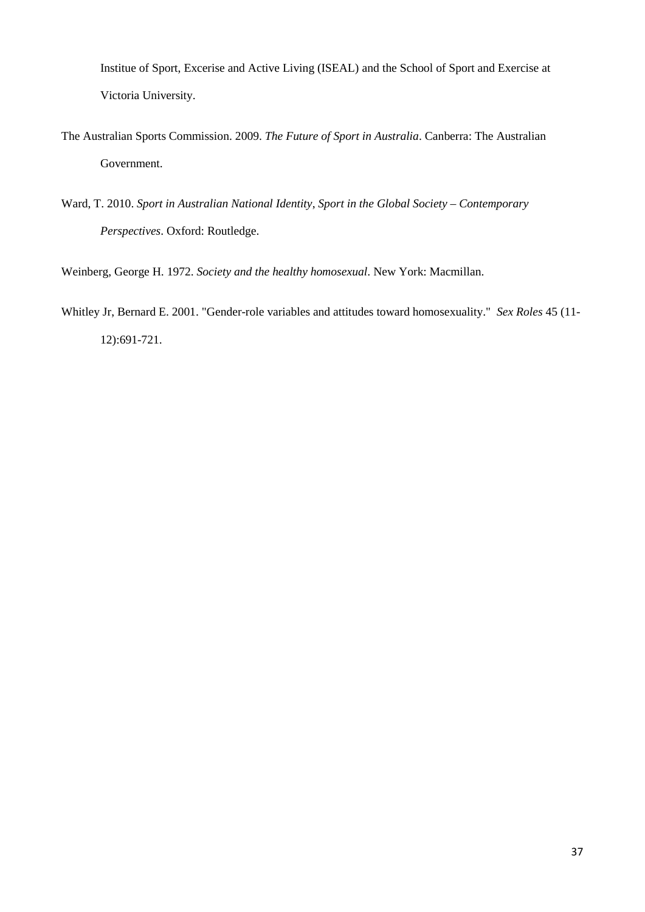Institue of Sport, Excerise and Active Living (ISEAL) and the School of Sport and Exercise at Victoria University.

The Australian Sports Commission. 2009. *The Future of Sport in Australia*. Canberra: The Australian Government.

Ward, T. 2010. *Sport in Australian National Identity*, *Sport in the Global Society – Contemporary Perspectives*. Oxford: Routledge.

Weinberg, George H. 1972. *Society and the healthy homosexual*. New York: Macmillan.

Whitley Jr, Bernard E. 2001. "Gender-role variables and attitudes toward homosexuality." *Sex Roles* 45 (11-12):691-721.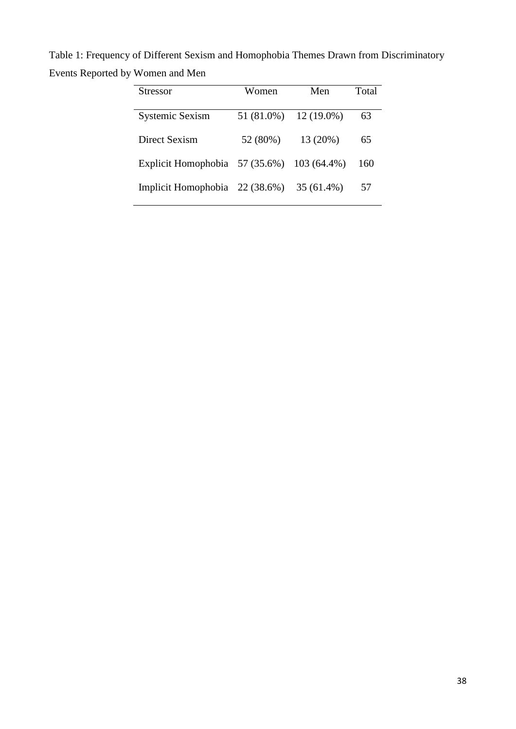Table 1: Frequency of Different Sexism and Homophobia Themes Drawn from Discriminatory Events Reported by Women and Men

| Stressor | Women | Men | Total |
|---|---|---|---|
| Systemic Sexism | 51 (81.0%) | 12 (19.0%) | 63 |
| Direct Sexism | 52 (80%) | 13 (20%) | 65 |
| Explicit Homophobia | 57 (35.6%) | 103 (64.4%) | 160 |
| Implicit Homophobia | 22 (38.6%) | 35 (61.4%) | 57 |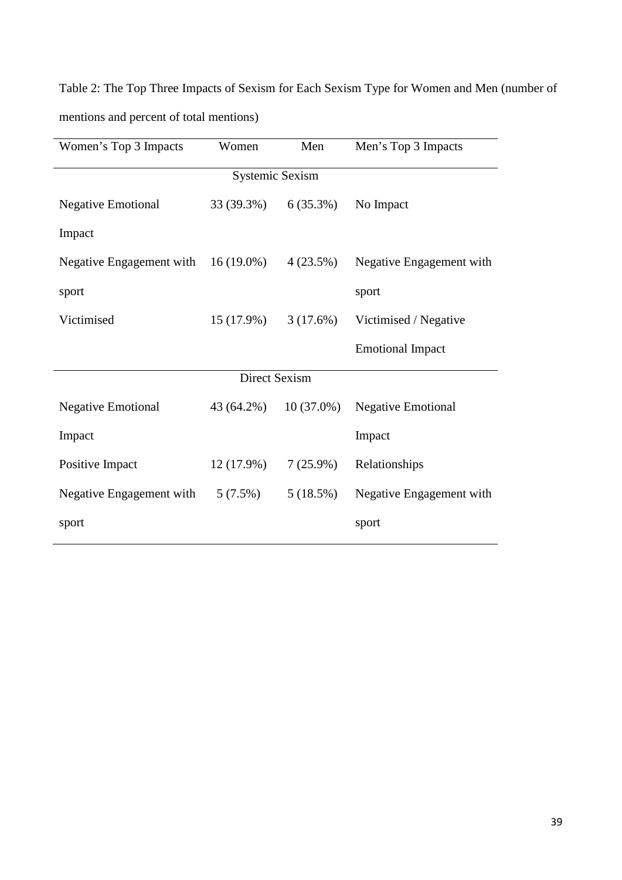Table 2: The Top Three Impacts of Sexism for Each Sexism Type for Women and Men (number of mentions and percent of total mentions)

| Women's Top 3 Impacts | Women | Men | Men's Top 3 Impacts |
| --- | --- | --- | --- |
| | Systemic Sexism | | |
| Negative Emotional Impact | 33 (39.3%) | 6 (35.3%) | No Impact |
| Negative Engagement with sport | 16 (19.0%) | 4 (23.5%) | Negative Engagement with sport |
| Victimised | 15 (17.9%) | 3 (17.6%) | Victimised / Negative Emotional Impact |
| | Direct Sexism | | |
| Negative Emotional Impact | 43 (64.2%) | 10 (37.0%) | Negative Emotional Impact |
| Positive Impact | 12 (17.9%) | 7 (25.9%) | Relationships |
| Negative Engagement with sport | 5 (7.5%) | 5 (18.5%) | Negative Engagement with sport |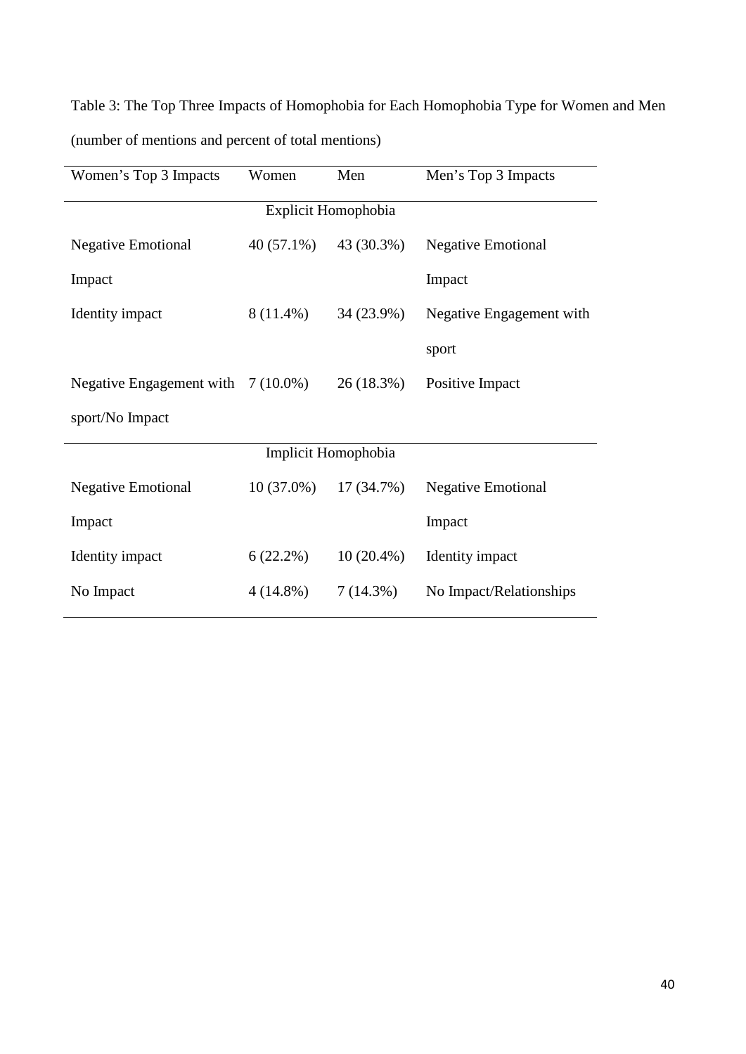Table 3: The Top Three Impacts of Homophobia for Each Homophobia Type for Women and Men (number of mentions and percent of total mentions)

| Women's Top 3 Impacts | Women | Men | Men's Top 3 Impacts |
|---|---|---|---|
| | Explicit Homophobia | | |
| Negative Emotional Impact | 40 (57.1%) | 43 (30.3%) | Negative Emotional Impact |
| Identity impact | 8 (11.4%) | 34 (23.9%) | Negative Engagement with sport |
| Negative Engagement with sport/No Impact | 7 (10.0%) | 26 (18.3%) | Positive Impact |
| | Implicit Homophobia | | |
| Negative Emotional Impact | 10 (37.0%) | 17 (34.7%) | Negative Emotional Impact |
| Identity impact | 6 (22.2%) | 10 (20.4%) | Identity impact |
| No Impact | 4 (14.8%) | 7 (14.3%) | No Impact/Relationships |